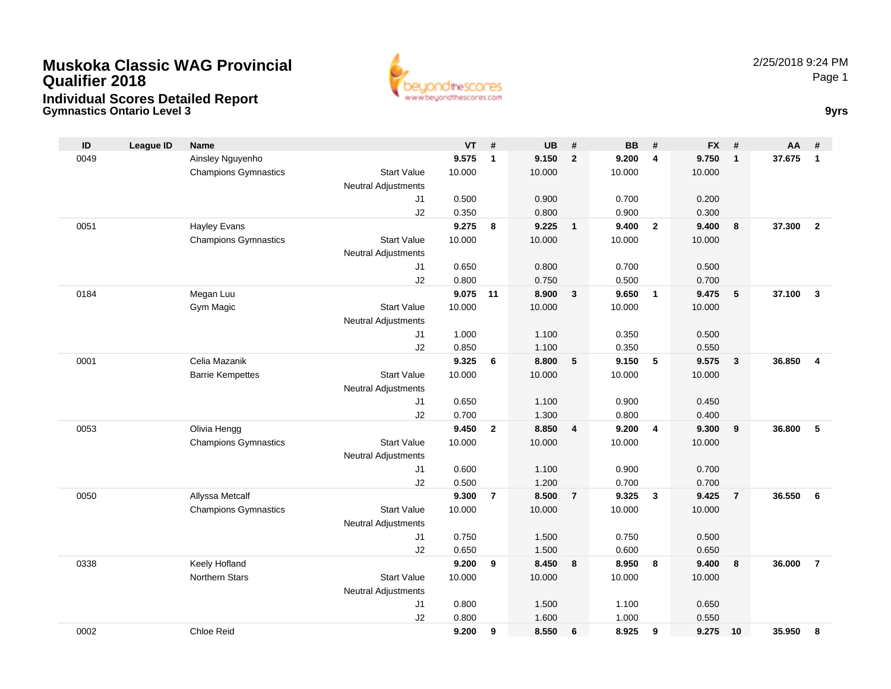# Muskoka Classic WAG Provincial Qualifier 2018

## Individual Scores Detailed Report

### Gymnastics Ontario Level 3

2/25/2018 9:24 PM

9yrs

| ID | League ID | Name | | VT | # | UB | # | BB | # | FX | # | AA | # |
|---|---|---|---|---|---|---|---|---|---|---|---|---|---|
| 0049 | | Ainsley Nguyenho | | **9.575** | **1** | **9.150** | **2** | **9.200** | **4** | **9.750** | **1** | **37.675** | **1** |
| | | Champions Gymnastics | Start Value | 10.000 | | 10.000 | | 10.000 | | 10.000 | | | |
| | | | Neutral Adjustments | | | | | | | | | | |
| | | | J1 | 0.500 | | 0.900 | | 0.700 | | 0.200 | | | |
| | | | J2 | 0.350 | | 0.800 | | 0.900 | | 0.300 | | | |
| 0051 | | Hayley Evans | | **9.275** | **8** | **9.225** | **1** | **9.400** | **2** | **9.400** | **8** | **37.300** | **2** |
| | | Champions Gymnastics | Start Value | 10.000 | | 10.000 | | 10.000 | | 10.000 | | | |
| | | | Neutral Adjustments | | | | | | | | | | |
| | | | J1 | 0.650 | | 0.800 | | 0.700 | | 0.500 | | | |
| | | | J2 | 0.800 | | 0.750 | | 0.500 | | 0.700 | | | |
| 0184 | | Megan Luu | | **9.075** | **11** | **8.900** | **3** | **9.650** | **1** | **9.475** | **5** | **37.100** | **3** |
| | | Gym Magic | Start Value | 10.000 | | 10.000 | | 10.000 | | 10.000 | | | |
| | | | Neutral Adjustments | | | | | | | | | | |
| | | | J1 | 1.000 | | 1.100 | | 0.350 | | 0.500 | | | |
| | | | J2 | 0.850 | | 1.100 | | 0.350 | | 0.550 | | | |
| 0001 | | Celia Mazanik | | **9.325** | **6** | **8.800** | **5** | **9.150** | **5** | **9.575** | **3** | **36.850** | **4** |
| | | Barrie Kempettes | Start Value | 10.000 | | 10.000 | | 10.000 | | 10.000 | | | |
| | | | Neutral Adjustments | | | | | | | | | | |
| | | | J1 | 0.650 | | 1.100 | | 0.900 | | 0.450 | | | |
| | | | J2 | 0.700 | | 1.300 | | 0.800 | | 0.400 | | | |
| 0053 | | Olivia Hengg | | **9.450** | **2** | **8.850** | **4** | **9.200** | **4** | **9.300** | **9** | **36.800** | **5** |
| | | Champions Gymnastics | Start Value | 10.000 | | 10.000 | | 10.000 | | 10.000 | | | |
| | | | Neutral Adjustments | | | | | | | | | | |
| | | | J1 | 0.600 | | 1.100 | | 0.900 | | 0.700 | | | |
| | | | J2 | 0.500 | | 1.200 | | 0.700 | | 0.700 | | | |
| 0050 | | Allyssa Metcalf | | **9.300** | **7** | **8.500** | **7** | **9.325** | **3** | **9.425** | **7** | **36.550** | **6** |
| | | Champions Gymnastics | Start Value | 10.000 | | 10.000 | | 10.000 | | 10.000 | | | |
| | | | Neutral Adjustments | | | | | | | | | | |
| | | | J1 | 0.750 | | 1.500 | | 0.750 | | 0.500 | | | |
| | | | J2 | 0.650 | | 1.500 | | 0.600 | | 0.650 | | | |
| 0338 | | Keely Hofland | | **9.200** | **9** | **8.450** | **8** | **8.950** | **8** | **9.400** | **8** | **36.000** | **7** |
| | | Northern Stars | Start Value | 10.000 | | 10.000 | | 10.000 | | 10.000 | | | |
| | | | Neutral Adjustments | | | | | | | | | | |
| | | | J1 | 0.800 | | 1.500 | | 1.100 | | 0.650 | | | |
| | | | J2 | 0.800 | | 1.600 | | 1.000 | | 0.550 | | | |
| 0002 | | Chloe Reid | | **9.200** | **9** | **8.550** | **6** | **8.925** | **9** | **9.275** | **10** | **35.950** | **8** |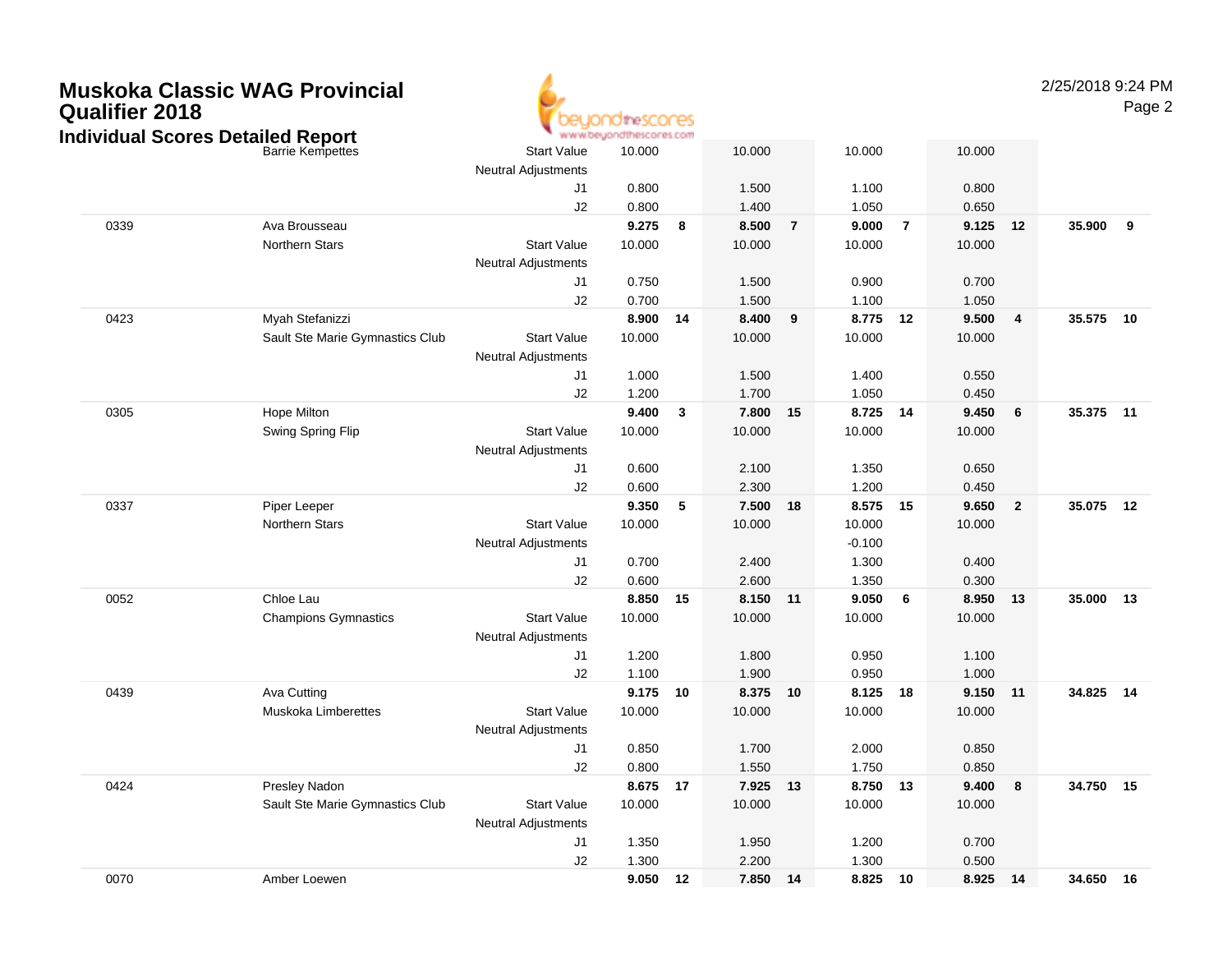# Muskoka Classic WAG Provincial Qualifier 2018

## Individual Scores Detailed Report

| # | Name / Club | | Vault | Rank | Bars | Rank | Beam | Rank | Floor | Rank | AA | Rank |
|---|---|---|---|---|---|---|---|---|---|---|---|---|
| | Barrie Kempettes | Start Value | 10.000 | | 10.000 | | 10.000 | | 10.000 | | | |
| | | Neutral Adjustments | | | | | | | | | | |
| | | J1 | 0.800 | | 1.500 | | 1.100 | | 0.800 | | | |
| | | J2 | 0.800 | | 1.400 | | 1.050 | | 0.650 | | | |
| 0339 | Ava Brousseau | | **9.275** | **8** | **8.500** | **7** | **9.000** | **7** | **9.125** | **12** | **35.900** | **9** |
| | Northern Stars | Start Value | 10.000 | | 10.000 | | 10.000 | | 10.000 | | | |
| | | Neutral Adjustments | | | | | | | | | | |
| | | J1 | 0.750 | | 1.500 | | 0.900 | | 0.700 | | | |
| | | J2 | 0.700 | | 1.500 | | 1.100 | | 1.050 | | | |
| 0423 | Myah Stefanizzi | | **8.900** | **14** | **8.400** | **9** | **8.775** | **12** | **9.500** | **4** | **35.575** | **10** |
| | Sault Ste Marie Gymnastics Club | Start Value | 10.000 | | 10.000 | | 10.000 | | 10.000 | | | |
| | | Neutral Adjustments | | | | | | | | | | |
| | | J1 | 1.000 | | 1.500 | | 1.400 | | 0.550 | | | |
| | | J2 | 1.200 | | 1.700 | | 1.050 | | 0.450 | | | |
| 0305 | Hope Milton | | **9.400** | **3** | **7.800** | **15** | **8.725** | **14** | **9.450** | **6** | **35.375** | **11** |
| | Swing Spring Flip | Start Value | 10.000 | | 10.000 | | 10.000 | | 10.000 | | | |
| | | Neutral Adjustments | | | | | | | | | | |
| | | J1 | 0.600 | | 2.100 | | 1.350 | | 0.650 | | | |
| | | J2 | 0.600 | | 2.300 | | 1.200 | | 0.450 | | | |
| 0337 | Piper Leeper | | **9.350** | **5** | **7.500** | **18** | **8.575** | **15** | **9.650** | **2** | **35.075** | **12** |
| | Northern Stars | Start Value | 10.000 | | 10.000 | | 10.000 | | 10.000 | | | |
| | | Neutral Adjustments | | | | | -0.100 | | | | | |
| | | J1 | 0.700 | | 2.400 | | 1.300 | | 0.400 | | | |
| | | J2 | 0.600 | | 2.600 | | 1.350 | | 0.300 | | | |
| 0052 | Chloe Lau | | **8.850** | **15** | **8.150** | **11** | **9.050** | **6** | **8.950** | **13** | **35.000** | **13** |
| | Champions Gymnastics | Start Value | 10.000 | | 10.000 | | 10.000 | | 10.000 | | | |
| | | Neutral Adjustments | | | | | | | | | | |
| | | J1 | 1.200 | | 1.800 | | 0.950 | | 1.100 | | | |
| | | J2 | 1.100 | | 1.900 | | 0.950 | | 1.000 | | | |
| 0439 | Ava Cutting | | **9.175** | **10** | **8.375** | **10** | **8.125** | **18** | **9.150** | **11** | **34.825** | **14** |
| | Muskoka Limberettes | Start Value | 10.000 | | 10.000 | | 10.000 | | 10.000 | | | |
| | | Neutral Adjustments | | | | | | | | | | |
| | | J1 | 0.850 | | 1.700 | | 2.000 | | 0.850 | | | |
| | | J2 | 0.800 | | 1.550 | | 1.750 | | 0.850 | | | |
| 0424 | Presley Nadon | | **8.675** | **17** | **7.925** | **13** | **8.750** | **13** | **9.400** | **8** | **34.750** | **15** |
| | Sault Ste Marie Gymnastics Club | Start Value | 10.000 | | 10.000 | | 10.000 | | 10.000 | | | |
| | | Neutral Adjustments | | | | | | | | | | |
| | | J1 | 1.350 | | 1.950 | | 1.200 | | 0.700 | | | |
| | | J2 | 1.300 | | 2.200 | | 1.300 | | 0.500 | | | |
| 0070 | Amber Loewen | | **9.050** | **12** | **7.850** | **14** | **8.825** | **10** | **8.925** | **14** | **34.650** | **16** |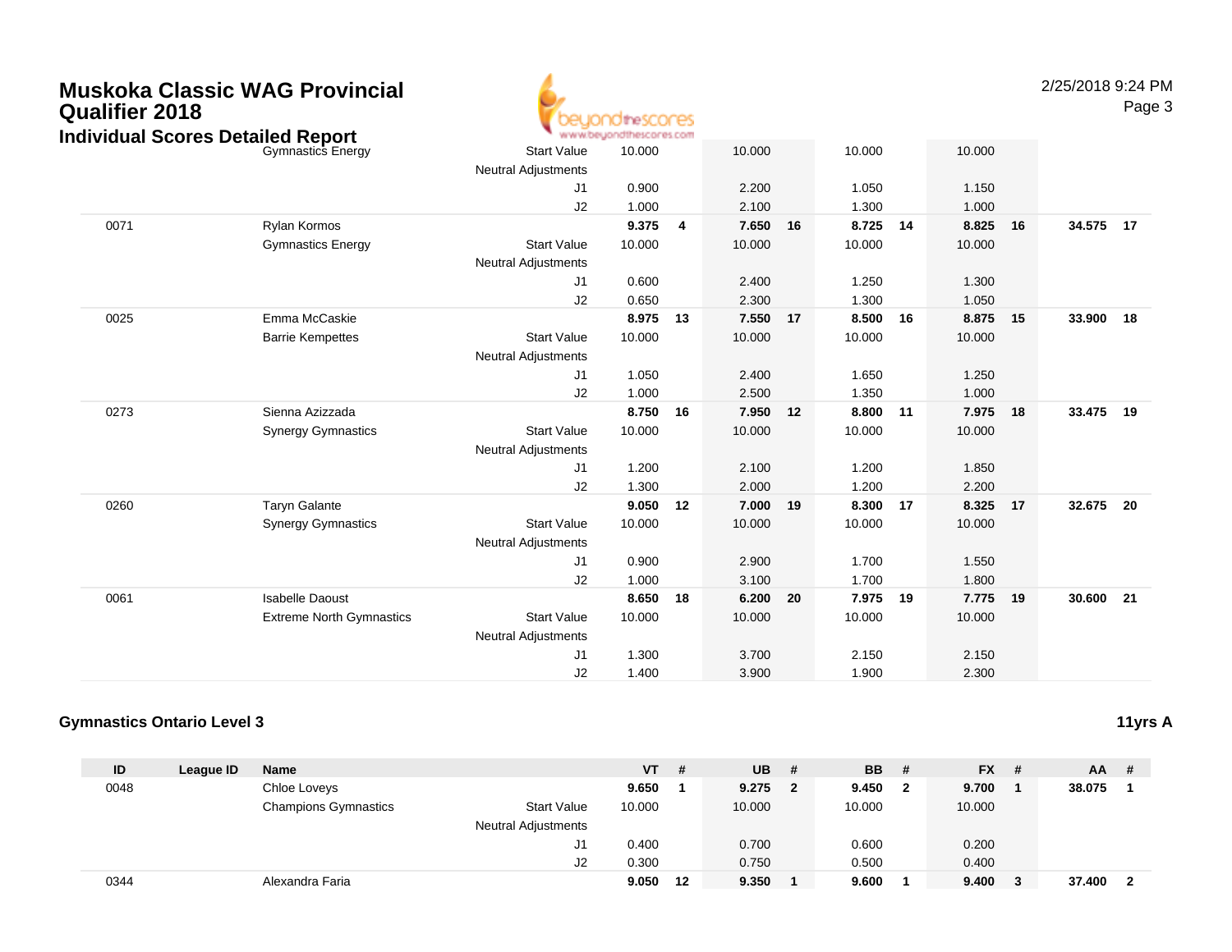# Muskoka Classic WAG Provincial Qualifier 2018

## Individual Scores Detailed Report

| ID | League ID | Name | | VT | # | UB | # | BB | # | FX | # | AA | # |
|---|---|---|---|---|---|---|---|---|---|---|---|---|---|
| | | Gymnastics Energy | Start Value | 10.000 | | 10.000 | | 10.000 | | 10.000 | | | |
| | | | Neutral Adjustments | | | | | | | | | | |
| | | | J1 | 0.900 | | 2.200 | | 1.050 | | 1.150 | | | |
| | | | J2 | 1.000 | | 2.100 | | 1.300 | | 1.000 | | | |
| 0071 | | Rylan Kormos | | **9.375** | **4** | **7.650** | **16** | **8.725** | **14** | **8.825** | **16** | **34.575** | **17** |
| | | Gymnastics Energy | Start Value | 10.000 | | 10.000 | | 10.000 | | 10.000 | | | |
| | | | Neutral Adjustments | | | | | | | | | | |
| | | | J1 | 0.600 | | 2.400 | | 1.250 | | 1.300 | | | |
| | | | J2 | 0.650 | | 2.300 | | 1.300 | | 1.050 | | | |
| 0025 | | Emma McCaskie | | **8.975** | **13** | **7.550** | **17** | **8.500** | **16** | **8.875** | **15** | **33.900** | **18** |
| | | Barrie Kempettes | Start Value | 10.000 | | 10.000 | | 10.000 | | 10.000 | | | |
| | | | Neutral Adjustments | | | | | | | | | | |
| | | | J1 | 1.050 | | 2.400 | | 1.650 | | 1.250 | | | |
| | | | J2 | 1.000 | | 2.500 | | 1.350 | | 1.000 | | | |
| 0273 | | Sienna Azizzada | | **8.750** | **16** | **7.950** | **12** | **8.800** | **11** | **7.975** | **18** | **33.475** | **19** |
| | | Synergy Gymnastics | Start Value | 10.000 | | 10.000 | | 10.000 | | 10.000 | | | |
| | | | Neutral Adjustments | | | | | | | | | | |
| | | | J1 | 1.200 | | 2.100 | | 1.200 | | 1.850 | | | |
| | | | J2 | 1.300 | | 2.000 | | 1.200 | | 2.200 | | | |
| 0260 | | Taryn Galante | | **9.050** | **12** | **7.000** | **19** | **8.300** | **17** | **8.325** | **17** | **32.675** | **20** |
| | | Synergy Gymnastics | Start Value | 10.000 | | 10.000 | | 10.000 | | 10.000 | | | |
| | | | Neutral Adjustments | | | | | | | | | | |
| | | | J1 | 0.900 | | 2.900 | | 1.700 | | 1.550 | | | |
| | | | J2 | 1.000 | | 3.100 | | 1.700 | | 1.800 | | | |
| 0061 | | Isabelle Daoust | | **8.650** | **18** | **6.200** | **20** | **7.975** | **19** | **7.775** | **19** | **30.600** | **21** |
| | | Extreme North Gymnastics | Start Value | 10.000 | | 10.000 | | 10.000 | | 10.000 | | | |
| | | | Neutral Adjustments | | | | | | | | | | |
| | | | J1 | 1.300 | | 3.700 | | 2.150 | | 2.150 | | | |
| | | | J2 | 1.400 | | 3.900 | | 1.900 | | 2.300 | | | |

### Gymnastics Ontario Level 3

**11yrs A**

| ID | League ID | Name | | VT | # | UB | # | BB | # | FX | # | AA | # |
|---|---|---|---|---|---|---|---|---|---|---|---|---|---|
| 0048 | | Chloe Loveys | | **9.650** | **1** | **9.275** | **2** | **9.450** | **2** | **9.700** | **1** | **38.075** | **1** |
| | | Champions Gymnastics | Start Value | 10.000 | | 10.000 | | 10.000 | | 10.000 | | | |
| | | | Neutral Adjustments | | | | | | | | | | |
| | | | J1 | 0.400 | | 0.700 | | 0.600 | | 0.200 | | | |
| | | | J2 | 0.300 | | 0.750 | | 0.500 | | 0.400 | | | |
| 0344 | | Alexandra Faria | | **9.050** | **12** | **9.350** | **1** | **9.600** | **1** | **9.400** | **3** | **37.400** | **2** |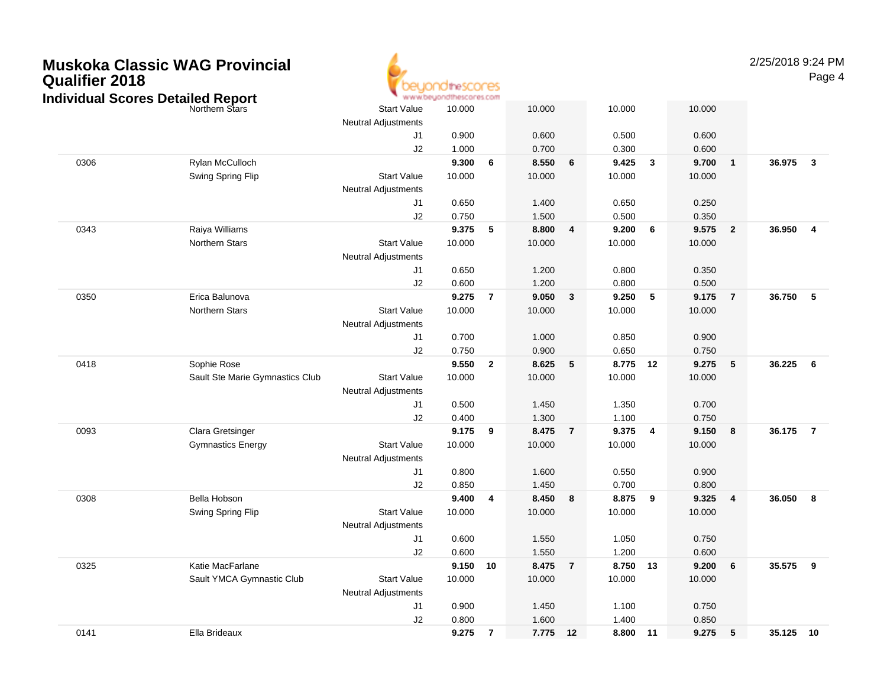# Muskoka Classic WAG Provincial Qualifier 2018

## Individual Scores Detailed Report

| # | Name / Club | | Vault | Rk | Bars | Rk | Beam | Rk | Floor | Rk | AA | Rk |
|---|---|---|---|---|---|---|---|---|---|---|---|---|
| | Northern Stars | Start Value | 10.000 | | 10.000 | | 10.000 | | 10.000 | | | |
| | | Neutral Adjustments | | | | | | | | | | |
| | | J1 | 0.900 | | 0.600 | | 0.500 | | 0.600 | | | |
| | | J2 | 1.000 | | 0.700 | | 0.300 | | 0.600 | | | |
| 0306 | Rylan McCulloch | | **9.300** | **6** | **8.550** | **6** | **9.425** | **3** | **9.700** | **1** | **36.975** | **3** |
| | Swing Spring Flip | Start Value | 10.000 | | 10.000 | | 10.000 | | 10.000 | | | |
| | | Neutral Adjustments | | | | | | | | | | |
| | | J1 | 0.650 | | 1.400 | | 0.650 | | 0.250 | | | |
| | | J2 | 0.750 | | 1.500 | | 0.500 | | 0.350 | | | |
| 0343 | Raiya Williams | | **9.375** | **5** | **8.800** | **4** | **9.200** | **6** | **9.575** | **2** | **36.950** | **4** |
| | Northern Stars | Start Value | 10.000 | | 10.000 | | 10.000 | | 10.000 | | | |
| | | Neutral Adjustments | | | | | | | | | | |
| | | J1 | 0.650 | | 1.200 | | 0.800 | | 0.350 | | | |
| | | J2 | 0.600 | | 1.200 | | 0.800 | | 0.500 | | | |
| 0350 | Erica Balunova | | **9.275** | **7** | **9.050** | **3** | **9.250** | **5** | **9.175** | **7** | **36.750** | **5** |
| | Northern Stars | Start Value | 10.000 | | 10.000 | | 10.000 | | 10.000 | | | |
| | | Neutral Adjustments | | | | | | | | | | |
| | | J1 | 0.700 | | 1.000 | | 0.850 | | 0.900 | | | |
| | | J2 | 0.750 | | 0.900 | | 0.650 | | 0.750 | | | |
| 0418 | Sophie Rose | | **9.550** | **2** | **8.625** | **5** | **8.775** | **12** | **9.275** | **5** | **36.225** | **6** |
| | Sault Ste Marie Gymnastics Club | Start Value | 10.000 | | 10.000 | | 10.000 | | 10.000 | | | |
| | | Neutral Adjustments | | | | | | | | | | |
| | | J1 | 0.500 | | 1.450 | | 1.350 | | 0.700 | | | |
| | | J2 | 0.400 | | 1.300 | | 1.100 | | 0.750 | | | |
| 0093 | Clara Gretsinger | | **9.175** | **9** | **8.475** | **7** | **9.375** | **4** | **9.150** | **8** | **36.175** | **7** |
| | Gymnastics Energy | Start Value | 10.000 | | 10.000 | | 10.000 | | 10.000 | | | |
| | | Neutral Adjustments | | | | | | | | | | |
| | | J1 | 0.800 | | 1.600 | | 0.550 | | 0.900 | | | |
| | | J2 | 0.850 | | 1.450 | | 0.700 | | 0.800 | | | |
| 0308 | Bella Hobson | | **9.400** | **4** | **8.450** | **8** | **8.875** | **9** | **9.325** | **4** | **36.050** | **8** |
| | Swing Spring Flip | Start Value | 10.000 | | 10.000 | | 10.000 | | 10.000 | | | |
| | | Neutral Adjustments | | | | | | | | | | |
| | | J1 | 0.600 | | 1.550 | | 1.050 | | 0.750 | | | |
| | | J2 | 0.600 | | 1.550 | | 1.200 | | 0.600 | | | |
| 0325 | Katie MacFarlane | | **9.150** | **10** | **8.475** | **7** | **8.750** | **13** | **9.200** | **6** | **35.575** | **9** |
| | Sault YMCA Gymnastic Club | Start Value | 10.000 | | 10.000 | | 10.000 | | 10.000 | | | |
| | | Neutral Adjustments | | | | | | | | | | |
| | | J1 | 0.900 | | 1.450 | | 1.100 | | 0.750 | | | |
| | | J2 | 0.800 | | 1.600 | | 1.400 | | 0.850 | | | |
| 0141 | Ella Brideaux | | **9.275** | **7** | **7.775** | **12** | **8.800** | **11** | **9.275** | **5** | **35.125** | **10** |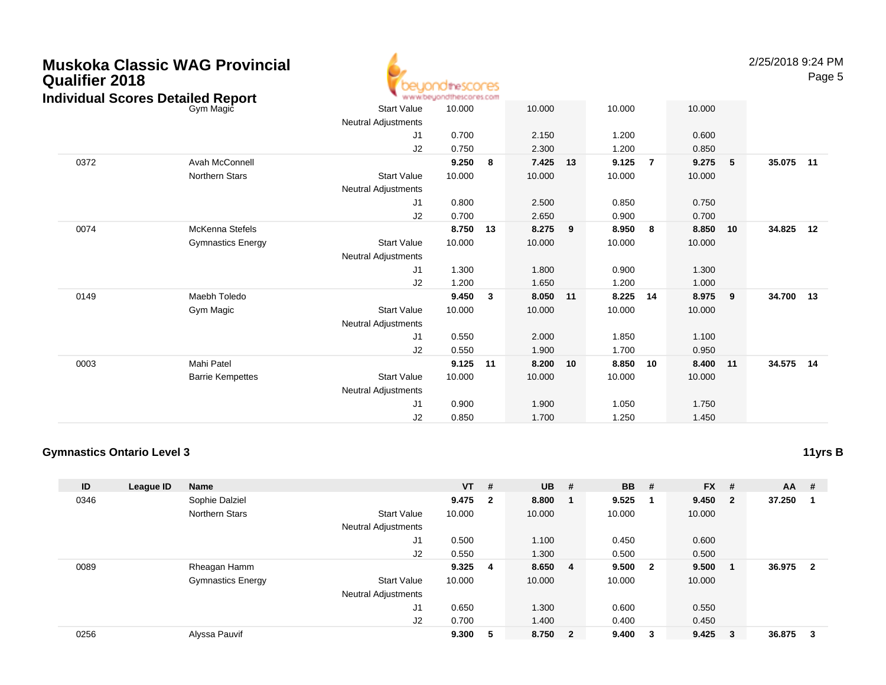# Muskoka Classic WAG Provincial Qualifier 2018

## Individual Scores Detailed Report

| ID | League ID | Name | | VT | # | UB | # | BB | # | FX | # | AA | # |
|---|---|---|---|---|---|---|---|---|---|---|---|---|---|
| | | Gym Magic | Start Value | 10.000 | | 10.000 | | 10.000 | | 10.000 | | | |
| | | | Neutral Adjustments | | | | | | | | | | |
| | | | J1 | 0.700 | | 2.150 | | 1.200 | | 0.600 | | | |
| | | | J2 | 0.750 | | 2.300 | | 1.200 | | 0.850 | | | |
| 0372 | | Avah McConnell | | **9.250** | **8** | **7.425** | **13** | **9.125** | **7** | **9.275** | **5** | **35.075** | **11** |
| | | Northern Stars | Start Value | 10.000 | | 10.000 | | 10.000 | | 10.000 | | | |
| | | | Neutral Adjustments | | | | | | | | | | |
| | | | J1 | 0.800 | | 2.500 | | 0.850 | | 0.750 | | | |
| | | | J2 | 0.700 | | 2.650 | | 0.900 | | 0.700 | | | |
| 0074 | | McKenna Stefels | | **8.750** | **13** | **8.275** | **9** | **8.950** | **8** | **8.850** | **10** | **34.825** | **12** |
| | | Gymnastics Energy | Start Value | 10.000 | | 10.000 | | 10.000 | | 10.000 | | | |
| | | | Neutral Adjustments | | | | | | | | | | |
| | | | J1 | 1.300 | | 1.800 | | 0.900 | | 1.300 | | | |
| | | | J2 | 1.200 | | 1.650 | | 1.200 | | 1.000 | | | |
| 0149 | | Maebh Toledo | | **9.450** | **3** | **8.050** | **11** | **8.225** | **14** | **8.975** | **9** | **34.700** | **13** |
| | | Gym Magic | Start Value | 10.000 | | 10.000 | | 10.000 | | 10.000 | | | |
| | | | Neutral Adjustments | | | | | | | | | | |
| | | | J1 | 0.550 | | 2.000 | | 1.850 | | 1.100 | | | |
| | | | J2 | 0.550 | | 1.900 | | 1.700 | | 0.950 | | | |
| 0003 | | Mahi Patel | | **9.125** | **11** | **8.200** | **10** | **8.850** | **10** | **8.400** | **11** | **34.575** | **14** |
| | | Barrie Kempettes | Start Value | 10.000 | | 10.000 | | 10.000 | | 10.000 | | | |
| | | | Neutral Adjustments | | | | | | | | | | |
| | | | J1 | 0.900 | | 1.900 | | 1.050 | | 1.750 | | | |
| | | | J2 | 0.850 | | 1.700 | | 1.250 | | 1.450 | | | |

### Gymnastics Ontario Level 3

**11yrs B**

| ID | League ID | Name | | VT | # | UB | # | BB | # | FX | # | AA | # |
|---|---|---|---|---|---|---|---|---|---|---|---|---|---|
| 0346 | | Sophie Dalziel | | **9.475** | **2** | **8.800** | **1** | **9.525** | **1** | **9.450** | **2** | **37.250** | **1** |
| | | Northern Stars | Start Value | 10.000 | | 10.000 | | 10.000 | | 10.000 | | | |
| | | | Neutral Adjustments | | | | | | | | | | |
| | | | J1 | 0.500 | | 1.100 | | 0.450 | | 0.600 | | | |
| | | | J2 | 0.550 | | 1.300 | | 0.500 | | 0.500 | | | |
| 0089 | | Rheagan Hamm | | **9.325** | **4** | **8.650** | **4** | **9.500** | **2** | **9.500** | **1** | **36.975** | **2** |
| | | Gymnastics Energy | Start Value | 10.000 | | 10.000 | | 10.000 | | 10.000 | | | |
| | | | Neutral Adjustments | | | | | | | | | | |
| | | | J1 | 0.650 | | 1.300 | | 0.600 | | 0.550 | | | |
| | | | J2 | 0.700 | | 1.400 | | 0.400 | | 0.450 | | | |
| 0256 | | Alyssa Pauvif | | **9.300** | **5** | **8.750** | **2** | **9.400** | **3** | **9.425** | **3** | **36.875** | **3** |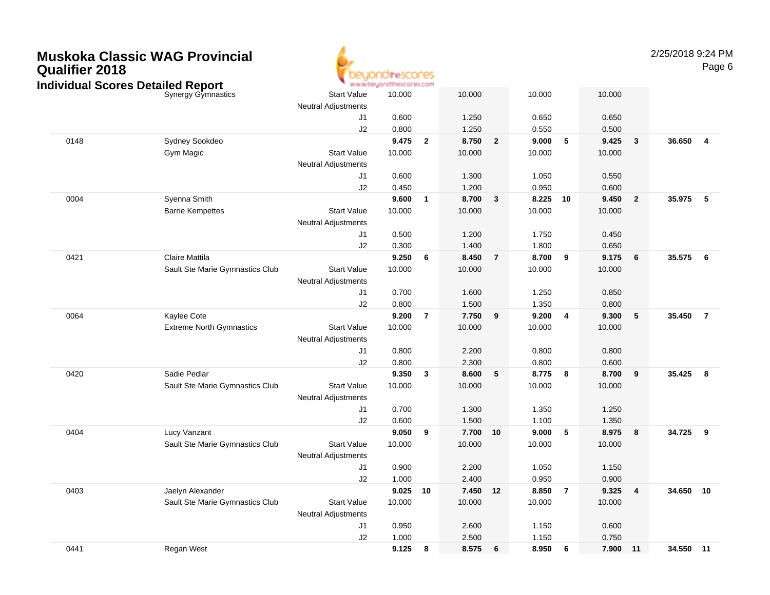# Muskoka Classic WAG Provincial Qualifier 2018

## Individual Scores Detailed Report

| # | Name / Club | | Vault | Rank | Bars | Rank | Beam | Rank | Floor | Rank | AA | Rank |
|---|---|---|---|---|---|---|---|---|---|---|---|---|
| | Synergy Gymnastics | Start Value | 10.000 | | 10.000 | | 10.000 | | 10.000 | | | |
| | | Neutral Adjustments | | | | | | | | | | |
| | | J1 | 0.600 | | 1.250 | | 0.650 | | 0.650 | | | |
| | | J2 | 0.800 | | 1.250 | | 0.550 | | 0.500 | | | |
| 0148 | Sydney Sookdeo | | **9.475** | **2** | **8.750** | **2** | **9.000** | **5** | **9.425** | **3** | **36.650** | **4** |
| | Gym Magic | Start Value | 10.000 | | 10.000 | | 10.000 | | 10.000 | | | |
| | | Neutral Adjustments | | | | | | | | | | |
| | | J1 | 0.600 | | 1.300 | | 1.050 | | 0.550 | | | |
| | | J2 | 0.450 | | 1.200 | | 0.950 | | 0.600 | | | |
| 0004 | Syenna Smith | | **9.600** | **1** | **8.700** | **3** | **8.225** | **10** | **9.450** | **2** | **35.975** | **5** |
| | Barrie Kempettes | Start Value | 10.000 | | 10.000 | | 10.000 | | 10.000 | | | |
| | | Neutral Adjustments | | | | | | | | | | |
| | | J1 | 0.500 | | 1.200 | | 1.750 | | 0.450 | | | |
| | | J2 | 0.300 | | 1.400 | | 1.800 | | 0.650 | | | |
| 0421 | Claire Mattila | | **9.250** | **6** | **8.450** | **7** | **8.700** | **9** | **9.175** | **6** | **35.575** | **6** |
| | Sault Ste Marie Gymnastics Club | Start Value | 10.000 | | 10.000 | | 10.000 | | 10.000 | | | |
| | | Neutral Adjustments | | | | | | | | | | |
| | | J1 | 0.700 | | 1.600 | | 1.250 | | 0.850 | | | |
| | | J2 | 0.800 | | 1.500 | | 1.350 | | 0.800 | | | |
| 0064 | Kaylee Cote | | **9.200** | **7** | **7.750** | **9** | **9.200** | **4** | **9.300** | **5** | **35.450** | **7** |
| | Extreme North Gymnastics | Start Value | 10.000 | | 10.000 | | 10.000 | | 10.000 | | | |
| | | Neutral Adjustments | | | | | | | | | | |
| | | J1 | 0.800 | | 2.200 | | 0.800 | | 0.800 | | | |
| | | J2 | 0.800 | | 2.300 | | 0.800 | | 0.600 | | | |
| 0420 | Sadie Pedlar | | **9.350** | **3** | **8.600** | **5** | **8.775** | **8** | **8.700** | **9** | **35.425** | **8** |
| | Sault Ste Marie Gymnastics Club | Start Value | 10.000 | | 10.000 | | 10.000 | | 10.000 | | | |
| | | Neutral Adjustments | | | | | | | | | | |
| | | J1 | 0.700 | | 1.300 | | 1.350 | | 1.250 | | | |
| | | J2 | 0.600 | | 1.500 | | 1.100 | | 1.350 | | | |
| 0404 | Lucy Vanzant | | **9.050** | **9** | **7.700** | **10** | **9.000** | **5** | **8.975** | **8** | **34.725** | **9** |
| | Sault Ste Marie Gymnastics Club | Start Value | 10.000 | | 10.000 | | 10.000 | | 10.000 | | | |
| | | Neutral Adjustments | | | | | | | | | | |
| | | J1 | 0.900 | | 2.200 | | 1.050 | | 1.150 | | | |
| | | J2 | 1.000 | | 2.400 | | 0.950 | | 0.900 | | | |
| 0403 | Jaelyn Alexander | | **9.025** | **10** | **7.450** | **12** | **8.850** | **7** | **9.325** | **4** | **34.650** | **10** |
| | Sault Ste Marie Gymnastics Club | Start Value | 10.000 | | 10.000 | | 10.000 | | 10.000 | | | |
| | | Neutral Adjustments | | | | | | | | | | |
| | | J1 | 0.950 | | 2.600 | | 1.150 | | 0.600 | | | |
| | | J2 | 1.000 | | 2.500 | | 1.150 | | 0.750 | | | |
| 0441 | Regan West | | **9.125** | **8** | **8.575** | **6** | **8.950** | **6** | **7.900** | **11** | **34.550** | **11** |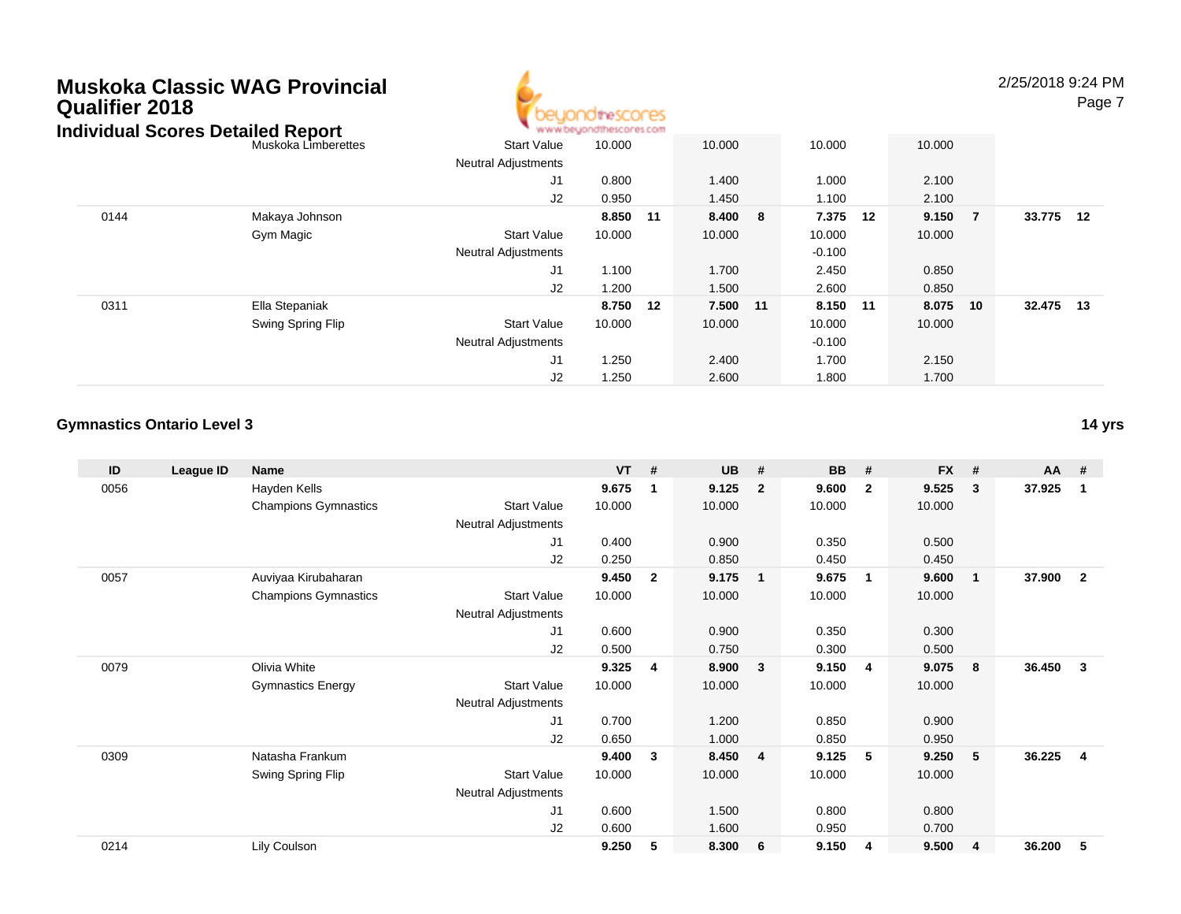# Muskoka Classic WAG Provincial Qualifier 2018

## Individual Scores Detailed Report

| ID | League ID | Name | | VT | # | UB | # | BB | # | FX | # | AA | # |
|---|---|---|---|---|---|---|---|---|---|---|---|---|---|
| | | Muskoka Limberettes | Start Value | 10.000 | | 10.000 | | 10.000 | | 10.000 | | | |
| | | | Neutral Adjustments | | | | | | | | | | |
| | | | J1 | 0.800 | | 1.400 | | 1.000 | | 2.100 | | | |
| | | | J2 | 0.950 | | 1.450 | | 1.100 | | 2.100 | | | |
| 0144 | | Makaya Johnson | | **8.850** | **11** | **8.400** | **8** | **7.375** | **12** | **9.150** | **7** | **33.775** | **12** |
| | | Gym Magic | Start Value | 10.000 | | 10.000 | | 10.000 | | 10.000 | | | |
| | | | Neutral Adjustments | | | | | -0.100 | | | | | |
| | | | J1 | 1.100 | | 1.700 | | 2.450 | | 0.850 | | | |
| | | | J2 | 1.200 | | 1.500 | | 2.600 | | 0.850 | | | |
| 0311 | | Ella Stepaniak | | **8.750** | **12** | **7.500** | **11** | **8.150** | **11** | **8.075** | **10** | **32.475** | **13** |
| | | Swing Spring Flip | Start Value | 10.000 | | 10.000 | | 10.000 | | 10.000 | | | |
| | | | Neutral Adjustments | | | | | -0.100 | | | | | |
| | | | J1 | 1.250 | | 2.400 | | 1.700 | | 2.150 | | | |
| | | | J2 | 1.250 | | 2.600 | | 1.800 | | 1.700 | | | |

### Gymnastics Ontario Level 3

**14 yrs**

| ID | League ID | Name | | VT | # | UB | # | BB | # | FX | # | AA | # |
|---|---|---|---|---|---|---|---|---|---|---|---|---|---|
| 0056 | | Hayden Kells | | **9.675** | **1** | **9.125** | **2** | **9.600** | **2** | **9.525** | **3** | **37.925** | **1** |
| | | Champions Gymnastics | Start Value | 10.000 | | 10.000 | | 10.000 | | 10.000 | | | |
| | | | Neutral Adjustments | | | | | | | | | | |
| | | | J1 | 0.400 | | 0.900 | | 0.350 | | 0.500 | | | |
| | | | J2 | 0.250 | | 0.850 | | 0.450 | | 0.450 | | | |
| 0057 | | Auviyaa Kirubaharan | | **9.450** | **2** | **9.175** | **1** | **9.675** | **1** | **9.600** | **1** | **37.900** | **2** |
| | | Champions Gymnastics | Start Value | 10.000 | | 10.000 | | 10.000 | | 10.000 | | | |
| | | | Neutral Adjustments | | | | | | | | | | |
| | | | J1 | 0.600 | | 0.900 | | 0.350 | | 0.300 | | | |
| | | | J2 | 0.500 | | 0.750 | | 0.300 | | 0.500 | | | |
| 0079 | | Olivia White | | **9.325** | **4** | **8.900** | **3** | **9.150** | **4** | **9.075** | **8** | **36.450** | **3** |
| | | Gymnastics Energy | Start Value | 10.000 | | 10.000 | | 10.000 | | 10.000 | | | |
| | | | Neutral Adjustments | | | | | | | | | | |
| | | | J1 | 0.700 | | 1.200 | | 0.850 | | 0.900 | | | |
| | | | J2 | 0.650 | | 1.000 | | 0.850 | | 0.950 | | | |
| 0309 | | Natasha Frankum | | **9.400** | **3** | **8.450** | **4** | **9.125** | **5** | **9.250** | **5** | **36.225** | **4** |
| | | Swing Spring Flip | Start Value | 10.000 | | 10.000 | | 10.000 | | 10.000 | | | |
| | | | Neutral Adjustments | | | | | | | | | | |
| | | | J1 | 0.600 | | 1.500 | | 0.800 | | 0.800 | | | |
| | | | J2 | 0.600 | | 1.600 | | 0.950 | | 0.700 | | | |
| 0214 | | Lily Coulson | | **9.250** | **5** | **8.300** | **6** | **9.150** | **4** | **9.500** | **4** | **36.200** | **5** |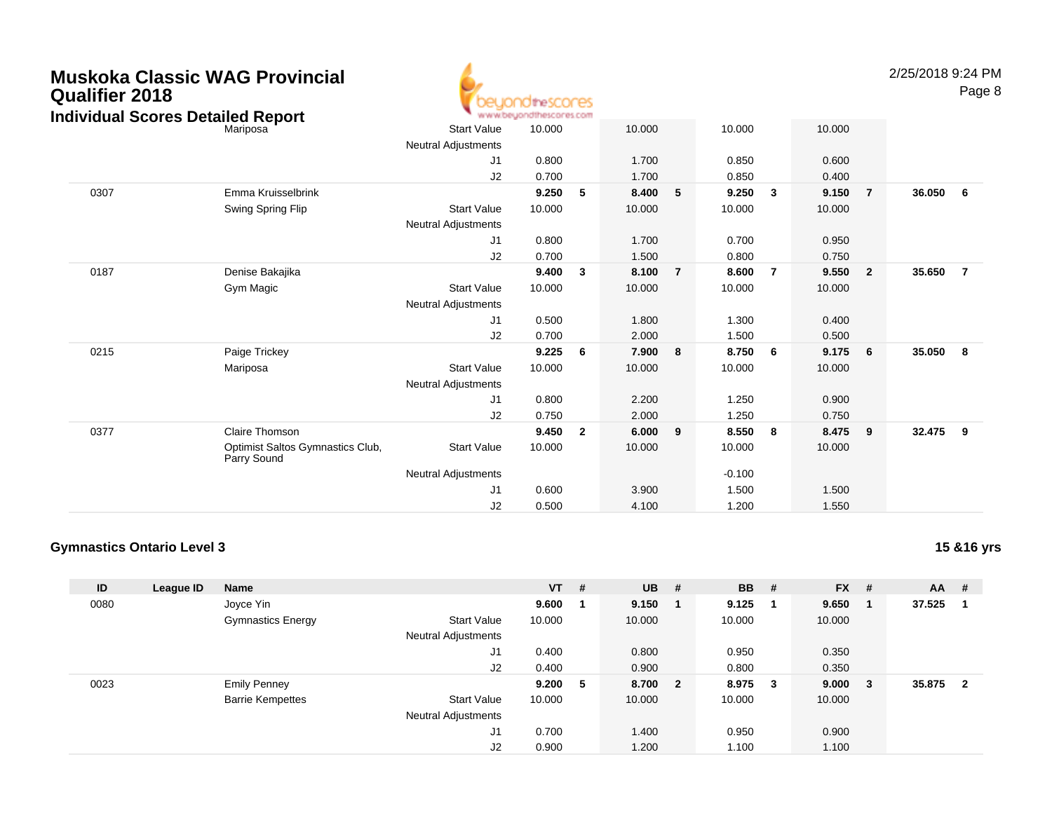# Muskoka Classic WAG Provincial Qualifier 2018

## Individual Scores Detailed Report

| ID | League ID | Name | | VT | # | UB | # | BB | # | FX | # | AA | # |
|---|---|---|---|---|---|---|---|---|---|---|---|---|---|
| | | Mariposa | Start Value | 10.000 | | 10.000 | | 10.000 | | 10.000 | | | |
| | | | Neutral Adjustments | | | | | | | | | | |
| | | | J1 | 0.800 | | 1.700 | | 0.850 | | 0.600 | | | |
| | | | J2 | 0.700 | | 1.700 | | 0.850 | | 0.400 | | | |
| 0307 | | Emma Kruisselbrink | | **9.250** | **5** | **8.400** | **5** | **9.250** | **3** | **9.150** | **7** | **36.050** | **6** |
| | | Swing Spring Flip | Start Value | 10.000 | | 10.000 | | 10.000 | | 10.000 | | | |
| | | | Neutral Adjustments | | | | | | | | | | |
| | | | J1 | 0.800 | | 1.700 | | 0.700 | | 0.950 | | | |
| | | | J2 | 0.700 | | 1.500 | | 0.800 | | 0.750 | | | |
| 0187 | | Denise Bakajika | | **9.400** | **3** | **8.100** | **7** | **8.600** | **7** | **9.550** | **2** | **35.650** | **7** |
| | | Gym Magic | Start Value | 10.000 | | 10.000 | | 10.000 | | 10.000 | | | |
| | | | Neutral Adjustments | | | | | | | | | | |
| | | | J1 | 0.500 | | 1.800 | | 1.300 | | 0.400 | | | |
| | | | J2 | 0.700 | | 2.000 | | 1.500 | | 0.500 | | | |
| 0215 | | Paige Trickey | | **9.225** | **6** | **7.900** | **8** | **8.750** | **6** | **9.175** | **6** | **35.050** | **8** |
| | | Mariposa | Start Value | 10.000 | | 10.000 | | 10.000 | | 10.000 | | | |
| | | | Neutral Adjustments | | | | | | | | | | |
| | | | J1 | 0.800 | | 2.200 | | 1.250 | | 0.900 | | | |
| | | | J2 | 0.750 | | 2.000 | | 1.250 | | 0.750 | | | |
| 0377 | | Claire Thomson | | **9.450** | **2** | **6.000** | **9** | **8.550** | **8** | **8.475** | **9** | **32.475** | **9** |
| | | Optimist Saltos Gymnastics Club, Parry Sound | Start Value | 10.000 | | 10.000 | | 10.000 | | 10.000 | | | |
| | | | Neutral Adjustments | | | | | -0.100 | | | | | |
| | | | J1 | 0.600 | | 3.900 | | 1.500 | | 1.500 | | | |
| | | | J2 | 0.500 | | 4.100 | | 1.200 | | 1.550 | | | |

### Gymnastics Ontario Level 3

**15 &16 yrs**

| ID | League ID | Name | | VT | # | UB | # | BB | # | FX | # | AA | # |
|---|---|---|---|---|---|---|---|---|---|---|---|---|---|
| 0080 | | Joyce Yin | | **9.600** | **1** | **9.150** | **1** | **9.125** | **1** | **9.650** | **1** | **37.525** | **1** |
| | | Gymnastics Energy | Start Value | 10.000 | | 10.000 | | 10.000 | | 10.000 | | | |
| | | | Neutral Adjustments | | | | | | | | | | |
| | | | J1 | 0.400 | | 0.800 | | 0.950 | | 0.350 | | | |
| | | | J2 | 0.400 | | 0.900 | | 0.800 | | 0.350 | | | |
| 0023 | | Emily Penney | | **9.200** | **5** | **8.700** | **2** | **8.975** | **3** | **9.000** | **3** | **35.875** | **2** |
| | | Barrie Kempettes | Start Value | 10.000 | | 10.000 | | 10.000 | | 10.000 | | | |
| | | | Neutral Adjustments | | | | | | | | | | |
| | | | J1 | 0.700 | | 1.400 | | 0.950 | | 0.900 | | | |
| | | | J2 | 0.900 | | 1.200 | | 1.100 | | 1.100 | | | |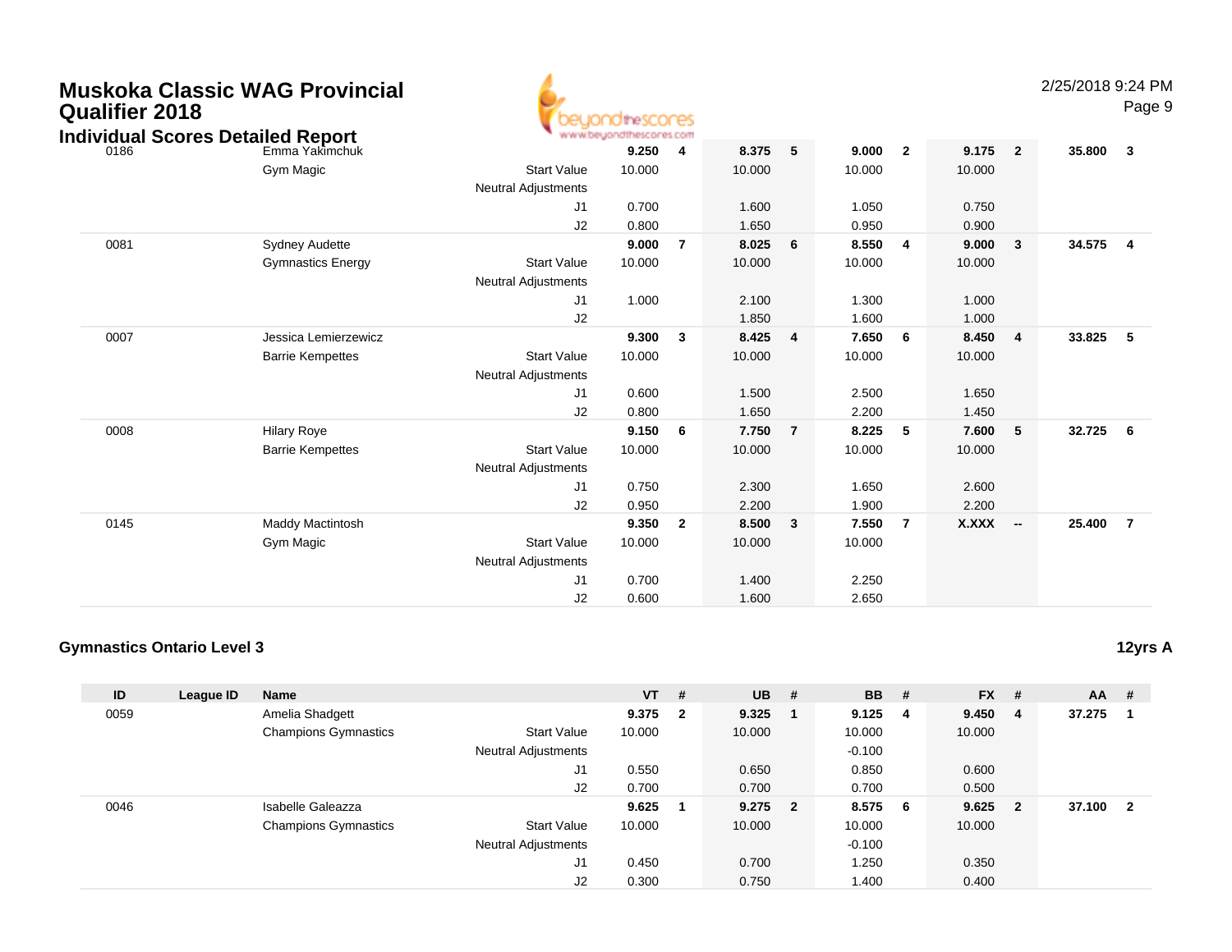# Muskoka Classic WAG Provincial Qualifier 2018

## Individual Scores Detailed Report

| ID | League ID | Name | | VT | # | UB | # | BB | # | FX | # | AA | # |
|---|---|---|---|---|---|---|---|---|---|---|---|---|---|
| 0186 | | Emma Yakimchuk | | **9.250** | **4** | **8.375** | **5** | **9.000** | **2** | **9.175** | **2** | **35.800** | **3** |
| | | Gym Magic | Start Value | 10.000 | | 10.000 | | 10.000 | | 10.000 | | | |
| | | | Neutral Adjustments | | | | | | | | | | |
| | | | J1 | 0.700 | | 1.600 | | 1.050 | | 0.750 | | | |
| | | | J2 | 0.800 | | 1.650 | | 0.950 | | 0.900 | | | |
| 0081 | | Sydney Audette | | **9.000** | **7** | **8.025** | **6** | **8.550** | **4** | **9.000** | **3** | **34.575** | **4** |
| | | Gymnastics Energy | Start Value | 10.000 | | 10.000 | | 10.000 | | 10.000 | | | |
| | | | Neutral Adjustments | | | | | | | | | | |
| | | | J1 | 1.000 | | 2.100 | | 1.300 | | 1.000 | | | |
| | | | J2 | | | 1.850 | | 1.600 | | 1.000 | | | |
| 0007 | | Jessica Lemierzewicz | | **9.300** | **3** | **8.425** | **4** | **7.650** | **6** | **8.450** | **4** | **33.825** | **5** |
| | | Barrie Kempettes | Start Value | 10.000 | | 10.000 | | 10.000 | | 10.000 | | | |
| | | | Neutral Adjustments | | | | | | | | | | |
| | | | J1 | 0.600 | | 1.500 | | 2.500 | | 1.650 | | | |
| | | | J2 | 0.800 | | 1.650 | | 2.200 | | 1.450 | | | |
| 0008 | | Hilary Roye | | **9.150** | **6** | **7.750** | **7** | **8.225** | **5** | **7.600** | **5** | **32.725** | **6** |
| | | Barrie Kempettes | Start Value | 10.000 | | 10.000 | | 10.000 | | 10.000 | | | |
| | | | Neutral Adjustments | | | | | | | | | | |
| | | | J1 | 0.750 | | 2.300 | | 1.650 | | 2.600 | | | |
| | | | J2 | 0.950 | | 2.200 | | 1.900 | | 2.200 | | | |
| 0145 | | Maddy Mactintosh | | **9.350** | **2** | **8.500** | **3** | **7.550** | **7** | **X.XXX** | **--** | **25.400** | **7** |
| | | Gym Magic | Start Value | 10.000 | | 10.000 | | 10.000 | | | | | |
| | | | Neutral Adjustments | | | | | | | | | | |
| | | | J1 | 0.700 | | 1.400 | | 2.250 | | | | | |
| | | | J2 | 0.600 | | 1.600 | | 2.650 | | | | | |

### Gymnastics Ontario Level 3

**12yrs A**

| ID | League ID | Name | | VT | # | UB | # | BB | # | FX | # | AA | # |
|---|---|---|---|---|---|---|---|---|---|---|---|---|---|
| 0059 | | Amelia Shadgett | | **9.375** | **2** | **9.325** | **1** | **9.125** | **4** | **9.450** | **4** | **37.275** | **1** |
| | | Champions Gymnastics | Start Value | 10.000 | | 10.000 | | 10.000 | | 10.000 | | | |
| | | | Neutral Adjustments | | | | | -0.100 | | | | | |
| | | | J1 | 0.550 | | 0.650 | | 0.850 | | 0.600 | | | |
| | | | J2 | 0.700 | | 0.700 | | 0.700 | | 0.500 | | | |
| 0046 | | Isabelle Galeazza | | **9.625** | **1** | **9.275** | **2** | **8.575** | **6** | **9.625** | **2** | **37.100** | **2** |
| | | Champions Gymnastics | Start Value | 10.000 | | 10.000 | | 10.000 | | 10.000 | | | |
| | | | Neutral Adjustments | | | | | -0.100 | | | | | |
| | | | J1 | 0.450 | | 0.700 | | 1.250 | | 0.350 | | | |
| | | | J2 | 0.300 | | 0.750 | | 1.400 | | 0.400 | | | |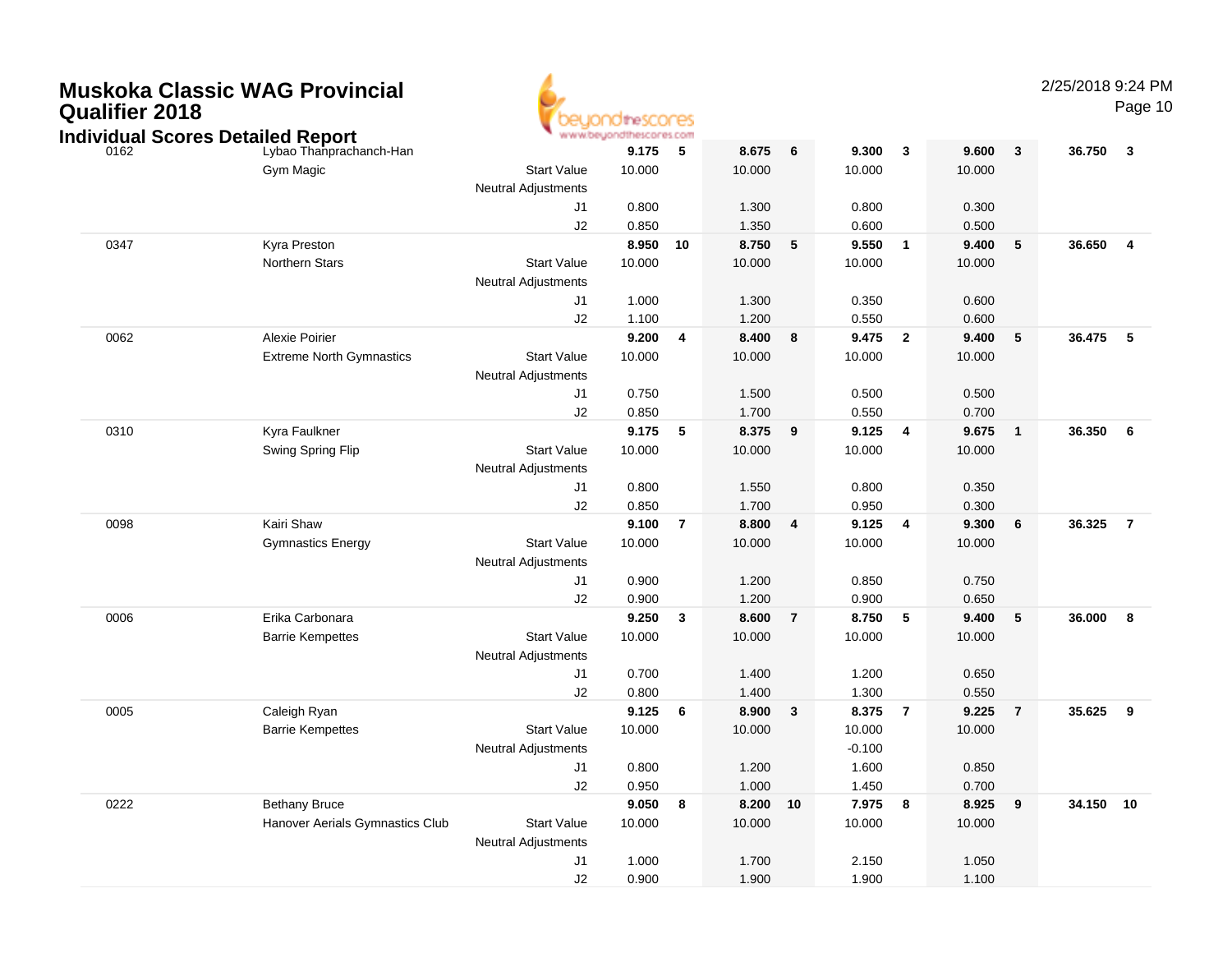# Muskoka Classic WAG Provincial Qualifier 2018

## Individual Scores Detailed Report

2/25/2018 9:24 PM

| # | Name / Club | | Vault | Rank | Bars | Rank | Beam | Rank | Floor | Rank | AA | Rank |
|---|---|---|---|---|---|---|---|---|---|---|---|---|
| 0162 | Lybao Thanprachanch-Han | | **9.175** | **5** | **8.675** | **6** | **9.300** | **3** | **9.600** | **3** | **36.750** | **3** |
| | Gym Magic | Start Value | 10.000 | | 10.000 | | 10.000 | | 10.000 | | | |
| | | Neutral Adjustments | | | | | | | | | | |
| | | J1 | 0.800 | | 1.300 | | 0.800 | | 0.300 | | | |
| | | J2 | 0.850 | | 1.350 | | 0.600 | | 0.500 | | | |
| 0347 | Kyra Preston | | **8.950** | **10** | **8.750** | **5** | **9.550** | **1** | **9.400** | **5** | **36.650** | **4** |
| | Northern Stars | Start Value | 10.000 | | 10.000 | | 10.000 | | 10.000 | | | |
| | | Neutral Adjustments | | | | | | | | | | |
| | | J1 | 1.000 | | 1.300 | | 0.350 | | 0.600 | | | |
| | | J2 | 1.100 | | 1.200 | | 0.550 | | 0.600 | | | |
| 0062 | Alexie Poirier | | **9.200** | **4** | **8.400** | **8** | **9.475** | **2** | **9.400** | **5** | **36.475** | **5** |
| | Extreme North Gymnastics | Start Value | 10.000 | | 10.000 | | 10.000 | | 10.000 | | | |
| | | Neutral Adjustments | | | | | | | | | | |
| | | J1 | 0.750 | | 1.500 | | 0.500 | | 0.500 | | | |
| | | J2 | 0.850 | | 1.700 | | 0.550 | | 0.700 | | | |
| 0310 | Kyra Faulkner | | **9.175** | **5** | **8.375** | **9** | **9.125** | **4** | **9.675** | **1** | **36.350** | **6** |
| | Swing Spring Flip | Start Value | 10.000 | | 10.000 | | 10.000 | | 10.000 | | | |
| | | Neutral Adjustments | | | | | | | | | | |
| | | J1 | 0.800 | | 1.550 | | 0.800 | | 0.350 | | | |
| | | J2 | 0.850 | | 1.700 | | 0.950 | | 0.300 | | | |
| 0098 | Kairi Shaw | | **9.100** | **7** | **8.800** | **4** | **9.125** | **4** | **9.300** | **6** | **36.325** | **7** |
| | Gymnastics Energy | Start Value | 10.000 | | 10.000 | | 10.000 | | 10.000 | | | |
| | | Neutral Adjustments | | | | | | | | | | |
| | | J1 | 0.900 | | 1.200 | | 0.850 | | 0.750 | | | |
| | | J2 | 0.900 | | 1.200 | | 0.900 | | 0.650 | | | |
| 0006 | Erika Carbonara | | **9.250** | **3** | **8.600** | **7** | **8.750** | **5** | **9.400** | **5** | **36.000** | **8** |
| | Barrie Kempettes | Start Value | 10.000 | | 10.000 | | 10.000 | | 10.000 | | | |
| | | Neutral Adjustments | | | | | | | | | | |
| | | J1 | 0.700 | | 1.400 | | 1.200 | | 0.650 | | | |
| | | J2 | 0.800 | | 1.400 | | 1.300 | | 0.550 | | | |
| 0005 | Caleigh Ryan | | **9.125** | **6** | **8.900** | **3** | **8.375** | **7** | **9.225** | **7** | **35.625** | **9** |
| | Barrie Kempettes | Start Value | 10.000 | | 10.000 | | 10.000 | | 10.000 | | | |
| | | Neutral Adjustments | | | | | -0.100 | | | | | |
| | | J1 | 0.800 | | 1.200 | | 1.600 | | 0.850 | | | |
| | | J2 | 0.950 | | 1.000 | | 1.450 | | 0.700 | | | |
| 0222 | Bethany Bruce | | **9.050** | **8** | **8.200** | **10** | **7.975** | **8** | **8.925** | **9** | **34.150** | **10** |
| | Hanover Aerials Gymnastics Club | Start Value | 10.000 | | 10.000 | | 10.000 | | 10.000 | | | |
| | | Neutral Adjustments | | | | | | | | | | |
| | | J1 | 1.000 | | 1.700 | | 2.150 | | 1.050 | | | |
| | | J2 | 0.900 | | 1.900 | | 1.900 | | 1.100 | | | |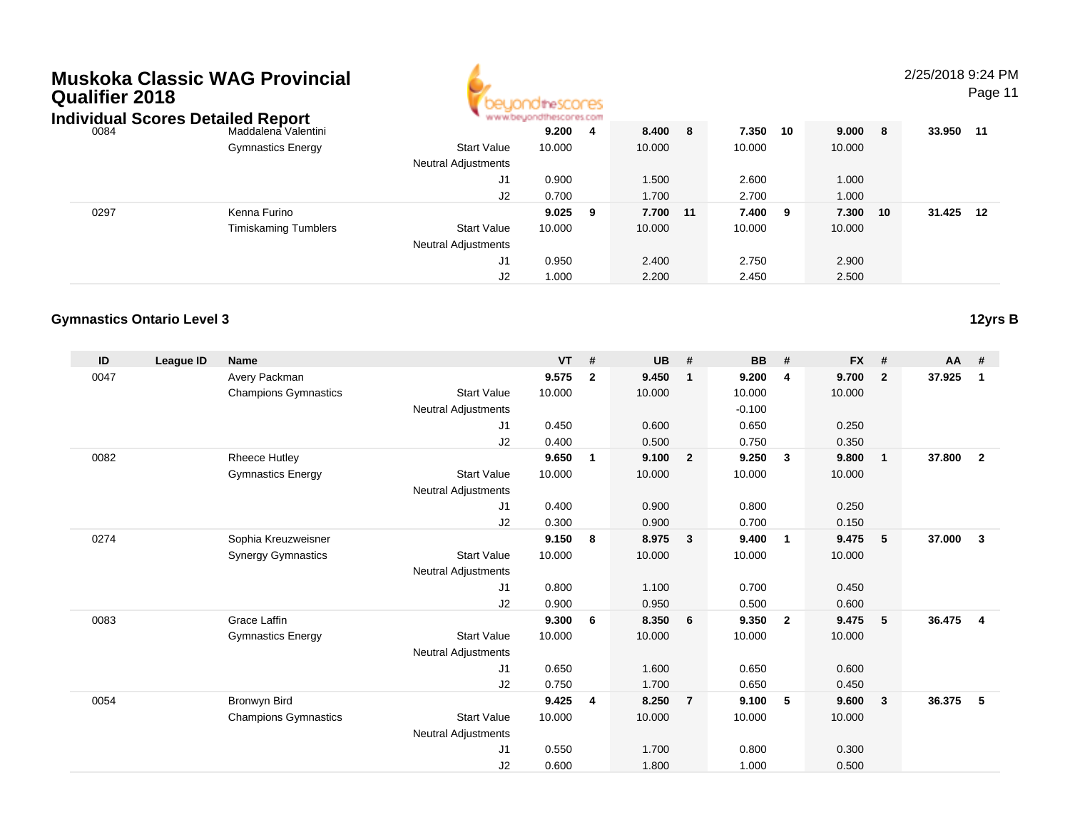# Muskoka Classic WAG Provincial Qualifier 2018

## Individual Scores Detailed Report

| ID | League ID | Name | | VT | # | UB | # | BB | # | FX | # | AA | # |
|---|---|---|---|---|---|---|---|---|---|---|---|---|---|
| 0084 | | Maddalena Valentini | | **9.200** | **4** | **8.400** | **8** | **7.350** | **10** | **9.000** | **8** | **33.950** | **11** |
| | | Gymnastics Energy | Start Value | 10.000 | | 10.000 | | 10.000 | | 10.000 | | | |
| | | | Neutral Adjustments | | | | | | | | | | |
| | | | J1 | 0.900 | | 1.500 | | 2.600 | | 1.000 | | | |
| | | | J2 | 0.700 | | 1.700 | | 2.700 | | 1.000 | | | |
| 0297 | | Kenna Furino | | **9.025** | **9** | **7.700** | **11** | **7.400** | **9** | **7.300** | **10** | **31.425** | **12** |
| | | Timiskaming Tumblers | Start Value | 10.000 | | 10.000 | | 10.000 | | 10.000 | | | |
| | | | Neutral Adjustments | | | | | | | | | | |
| | | | J1 | 0.950 | | 2.400 | | 2.750 | | 2.900 | | | |
| | | | J2 | 1.000 | | 2.200 | | 2.450 | | 2.500 | | | |

### Gymnastics Ontario Level 3 — 12yrs B

| ID | League ID | Name | | VT | # | UB | # | BB | # | FX | # | AA | # |
|---|---|---|---|---|---|---|---|---|---|---|---|---|---|
| 0047 | | Avery Packman | | **9.575** | **2** | **9.450** | **1** | **9.200** | **4** | **9.700** | **2** | **37.925** | **1** |
| | | Champions Gymnastics | Start Value | 10.000 | | 10.000 | | 10.000 | | 10.000 | | | |
| | | | Neutral Adjustments | | | | | -0.100 | | | | | |
| | | | J1 | 0.450 | | 0.600 | | 0.650 | | 0.250 | | | |
| | | | J2 | 0.400 | | 0.500 | | 0.750 | | 0.350 | | | |
| 0082 | | Rheece Hutley | | **9.650** | **1** | **9.100** | **2** | **9.250** | **3** | **9.800** | **1** | **37.800** | **2** |
| | | Gymnastics Energy | Start Value | 10.000 | | 10.000 | | 10.000 | | 10.000 | | | |
| | | | Neutral Adjustments | | | | | | | | | | |
| | | | J1 | 0.400 | | 0.900 | | 0.800 | | 0.250 | | | |
| | | | J2 | 0.300 | | 0.900 | | 0.700 | | 0.150 | | | |
| 0274 | | Sophia Kreuzweisner | | **9.150** | **8** | **8.975** | **3** | **9.400** | **1** | **9.475** | **5** | **37.000** | **3** |
| | | Synergy Gymnastics | Start Value | 10.000 | | 10.000 | | 10.000 | | 10.000 | | | |
| | | | Neutral Adjustments | | | | | | | | | | |
| | | | J1 | 0.800 | | 1.100 | | 0.700 | | 0.450 | | | |
| | | | J2 | 0.900 | | 0.950 | | 0.500 | | 0.600 | | | |
| 0083 | | Grace Laffin | | **9.300** | **6** | **8.350** | **6** | **9.350** | **2** | **9.475** | **5** | **36.475** | **4** |
| | | Gymnastics Energy | Start Value | 10.000 | | 10.000 | | 10.000 | | 10.000 | | | |
| | | | Neutral Adjustments | | | | | | | | | | |
| | | | J1 | 0.650 | | 1.600 | | 0.650 | | 0.600 | | | |
| | | | J2 | 0.750 | | 1.700 | | 0.650 | | 0.450 | | | |
| 0054 | | Bronwyn Bird | | **9.425** | **4** | **8.250** | **7** | **9.100** | **5** | **9.600** | **3** | **36.375** | **5** |
| | | Champions Gymnastics | Start Value | 10.000 | | 10.000 | | 10.000 | | 10.000 | | | |
| | | | Neutral Adjustments | | | | | | | | | | |
| | | | J1 | 0.550 | | 1.700 | | 0.800 | | 0.300 | | | |
| | | | J2 | 0.600 | | 1.800 | | 1.000 | | 0.500 | | | |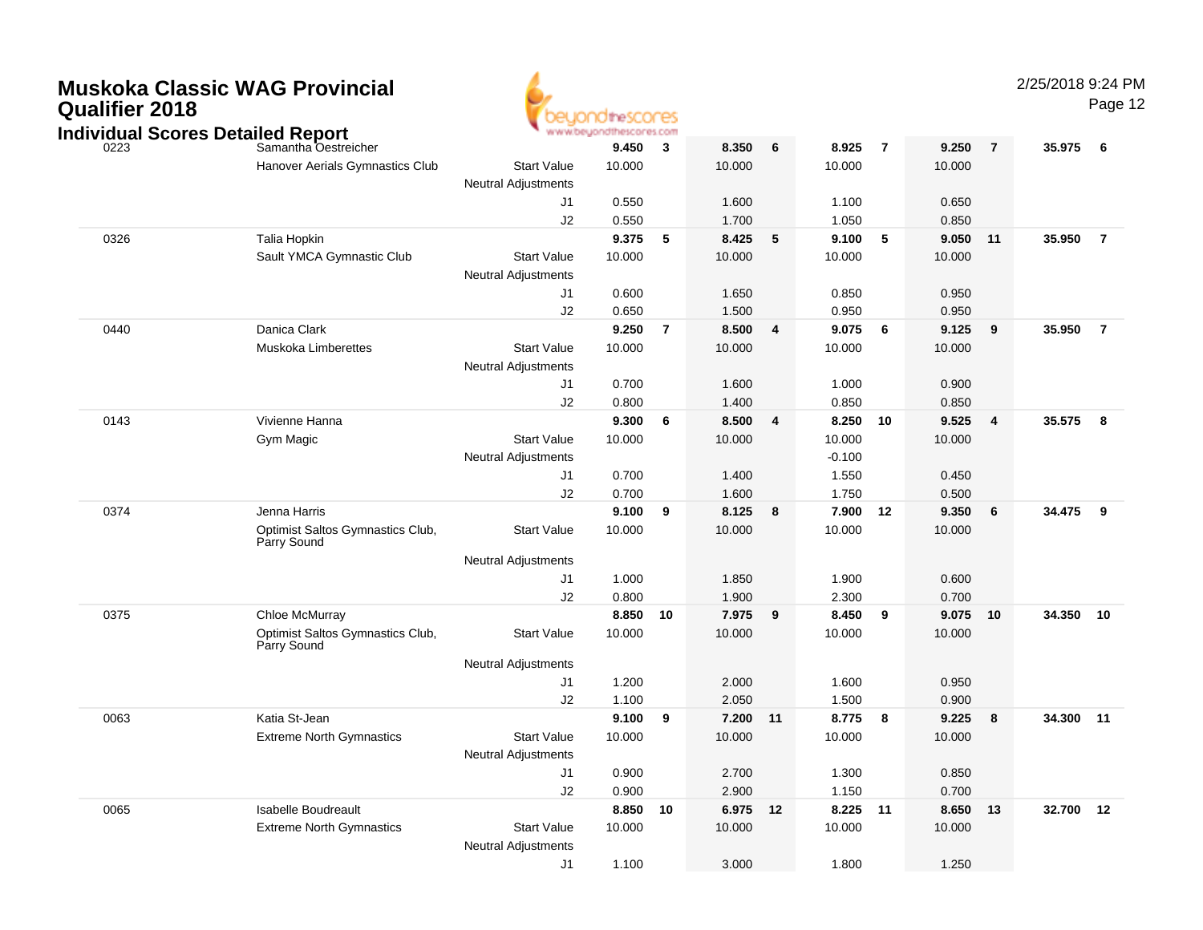# Muskoka Classic WAG Provincial Qualifier 2018

## Individual Scores Detailed Report

| # | Name / Club | | Vault | Rank | Bars | Rank | Beam | Rank | Floor | Rank | AA | Rank |
|---|---|---|---|---|---|---|---|---|---|---|---|---|
| 0223 | Samantha Oestreicher | | **9.450** | **3** | **8.350** | **6** | **8.925** | **7** | **9.250** | **7** | **35.975** | **6** |
| | Hanover Aerials Gymnastics Club | Start Value | 10.000 | | 10.000 | | 10.000 | | 10.000 | | | |
| | | Neutral Adjustments | | | | | | | | | | |
| | | J1 | 0.550 | | 1.600 | | 1.100 | | 0.650 | | | |
| | | J2 | 0.550 | | 1.700 | | 1.050 | | 0.850 | | | |
| 0326 | Talia Hopkin | | **9.375** | **5** | **8.425** | **5** | **9.100** | **5** | **9.050** | **11** | **35.950** | **7** |
| | Sault YMCA Gymnastic Club | Start Value | 10.000 | | 10.000 | | 10.000 | | 10.000 | | | |
| | | Neutral Adjustments | | | | | | | | | | |
| | | J1 | 0.600 | | 1.650 | | 0.850 | | 0.950 | | | |
| | | J2 | 0.650 | | 1.500 | | 0.950 | | 0.950 | | | |
| 0440 | Danica Clark | | **9.250** | **7** | **8.500** | **4** | **9.075** | **6** | **9.125** | **9** | **35.950** | **7** |
| | Muskoka Limberettes | Start Value | 10.000 | | 10.000 | | 10.000 | | 10.000 | | | |
| | | Neutral Adjustments | | | | | | | | | | |
| | | J1 | 0.700 | | 1.600 | | 1.000 | | 0.900 | | | |
| | | J2 | 0.800 | | 1.400 | | 0.850 | | 0.850 | | | |
| 0143 | Vivienne Hanna | | **9.300** | **6** | **8.500** | **4** | **8.250** | **10** | **9.525** | **4** | **35.575** | **8** |
| | Gym Magic | Start Value | 10.000 | | 10.000 | | 10.000 | | 10.000 | | | |
| | | Neutral Adjustments | | | | | -0.100 | | | | | |
| | | J1 | 0.700 | | 1.400 | | 1.550 | | 0.450 | | | |
| | | J2 | 0.700 | | 1.600 | | 1.750 | | 0.500 | | | |
| 0374 | Jenna Harris | | **9.100** | **9** | **8.125** | **8** | **7.900** | **12** | **9.350** | **6** | **34.475** | **9** |
| | Optimist Saltos Gymnastics Club, Parry Sound | Start Value | 10.000 | | 10.000 | | 10.000 | | 10.000 | | | |
| | | Neutral Adjustments | | | | | | | | | | |
| | | J1 | 1.000 | | 1.850 | | 1.900 | | 0.600 | | | |
| | | J2 | 0.800 | | 1.900 | | 2.300 | | 0.700 | | | |
| 0375 | Chloe McMurray | | **8.850** | **10** | **7.975** | **9** | **8.450** | **9** | **9.075** | **10** | **34.350** | **10** |
| | Optimist Saltos Gymnastics Club, Parry Sound | Start Value | 10.000 | | 10.000 | | 10.000 | | 10.000 | | | |
| | | Neutral Adjustments | | | | | | | | | | |
| | | J1 | 1.200 | | 2.000 | | 1.600 | | 0.950 | | | |
| | | J2 | 1.100 | | 2.050 | | 1.500 | | 0.900 | | | |
| 0063 | Katia St-Jean | | **9.100** | **9** | **7.200** | **11** | **8.775** | **8** | **9.225** | **8** | **34.300** | **11** |
| | Extreme North Gymnastics | Start Value | 10.000 | | 10.000 | | 10.000 | | 10.000 | | | |
| | | Neutral Adjustments | | | | | | | | | | |
| | | J1 | 0.900 | | 2.700 | | 1.300 | | 0.850 | | | |
| | | J2 | 0.900 | | 2.900 | | 1.150 | | 0.700 | | | |
| 0065 | Isabelle Boudreault | | **8.850** | **10** | **6.975** | **12** | **8.225** | **11** | **8.650** | **13** | **32.700** | **12** |
| | Extreme North Gymnastics | Start Value | 10.000 | | 10.000 | | 10.000 | | 10.000 | | | |
| | | Neutral Adjustments | | | | | | | | | | |
| | | J1 | 1.100 | | 3.000 | | 1.800 | | 1.250 | | | |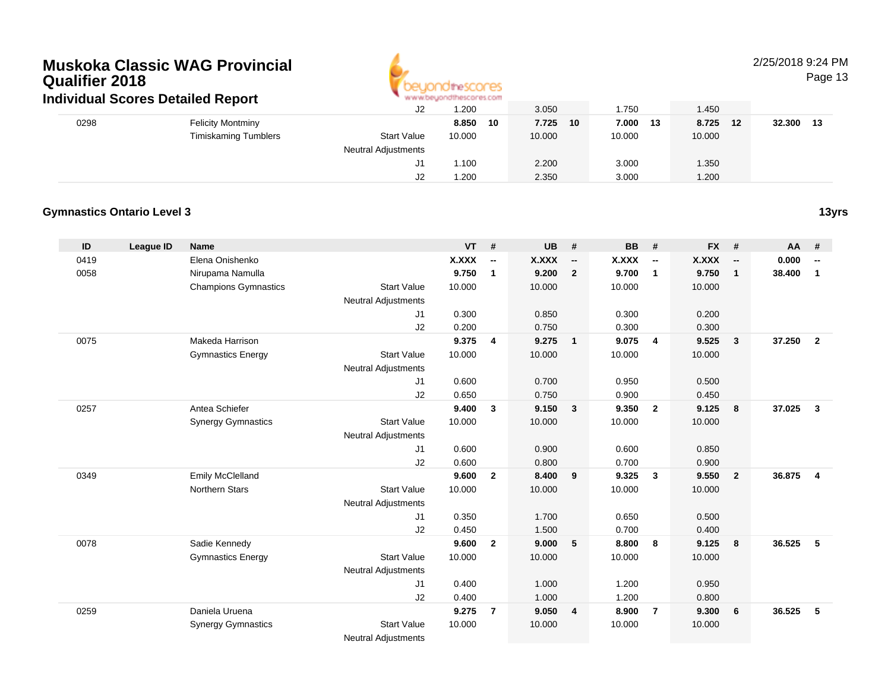# Muskoka Classic WAG Provincial Qualifier 2018

## Individual Scores Detailed Report

| ID | League ID | Name | | VT | # | UB | # | BB | # | FX | # | AA | # |
|---|---|---|---|---|---|---|---|---|---|---|---|---|---|
| | | | J2 | 1.200 | | 3.050 | | 1.750 | | 1.450 | | | |
| 0298 | | Felicity Montminy | | **8.850** | **10** | **7.725** | **10** | **7.000** | **13** | **8.725** | **12** | **32.300** | **13** |
| | | Timiskaming Tumblers | Start Value | 10.000 | | 10.000 | | 10.000 | | 10.000 | | | |
| | | | Neutral Adjustments | | | | | | | | | | |
| | | | J1 | 1.100 | | 2.200 | | 3.000 | | 1.350 | | | |
| | | | J2 | 1.200 | | 2.350 | | 3.000 | | 1.200 | | | |

### Gymnastics Ontario Level 3

13yrs

| ID | League ID | Name | | VT | # | UB | # | BB | # | FX | # | AA | # |
|---|---|---|---|---|---|---|---|---|---|---|---|---|---|
| 0419 | | Elena Onishenko | | **X.XXX** | **--** | **X.XXX** | **--** | **X.XXX** | **--** | **X.XXX** | **--** | **0.000** | **--** |
| 0058 | | Nirupama Namulla | | **9.750** | **1** | **9.200** | **2** | **9.700** | **1** | **9.750** | **1** | **38.400** | **1** |
| | | Champions Gymnastics | Start Value | 10.000 | | 10.000 | | 10.000 | | 10.000 | | | |
| | | | Neutral Adjustments | | | | | | | | | | |
| | | | J1 | 0.300 | | 0.850 | | 0.300 | | 0.200 | | | |
| | | | J2 | 0.200 | | 0.750 | | 0.300 | | 0.300 | | | |
| 0075 | | Makeda Harrison | | **9.375** | **4** | **9.275** | **1** | **9.075** | **4** | **9.525** | **3** | **37.250** | **2** |
| | | Gymnastics Energy | Start Value | 10.000 | | 10.000 | | 10.000 | | 10.000 | | | |
| | | | Neutral Adjustments | | | | | | | | | | |
| | | | J1 | 0.600 | | 0.700 | | 0.950 | | 0.500 | | | |
| | | | J2 | 0.650 | | 0.750 | | 0.900 | | 0.450 | | | |
| 0257 | | Antea Schiefer | | **9.400** | **3** | **9.150** | **3** | **9.350** | **2** | **9.125** | **8** | **37.025** | **3** |
| | | Synergy Gymnastics | Start Value | 10.000 | | 10.000 | | 10.000 | | 10.000 | | | |
| | | | Neutral Adjustments | | | | | | | | | | |
| | | | J1 | 0.600 | | 0.900 | | 0.600 | | 0.850 | | | |
| | | | J2 | 0.600 | | 0.800 | | 0.700 | | 0.900 | | | |
| 0349 | | Emily McClelland | | **9.600** | **2** | **8.400** | **9** | **9.325** | **3** | **9.550** | **2** | **36.875** | **4** |
| | | Northern Stars | Start Value | 10.000 | | 10.000 | | 10.000 | | 10.000 | | | |
| | | | Neutral Adjustments | | | | | | | | | | |
| | | | J1 | 0.350 | | 1.700 | | 0.650 | | 0.500 | | | |
| | | | J2 | 0.450 | | 1.500 | | 0.700 | | 0.400 | | | |
| 0078 | | Sadie Kennedy | | **9.600** | **2** | **9.000** | **5** | **8.800** | **8** | **9.125** | **8** | **36.525** | **5** |
| | | Gymnastics Energy | Start Value | 10.000 | | 10.000 | | 10.000 | | 10.000 | | | |
| | | | Neutral Adjustments | | | | | | | | | | |
| | | | J1 | 0.400 | | 1.000 | | 1.200 | | 0.950 | | | |
| | | | J2 | 0.400 | | 1.000 | | 1.200 | | 0.800 | | | |
| 0259 | | Daniela Uruena | | **9.275** | **7** | **9.050** | **4** | **8.900** | **7** | **9.300** | **6** | **36.525** | **5** |
| | | Synergy Gymnastics | Start Value | 10.000 | | 10.000 | | 10.000 | | 10.000 | | | |
| | | | Neutral Adjustments | | | | | | | | | | |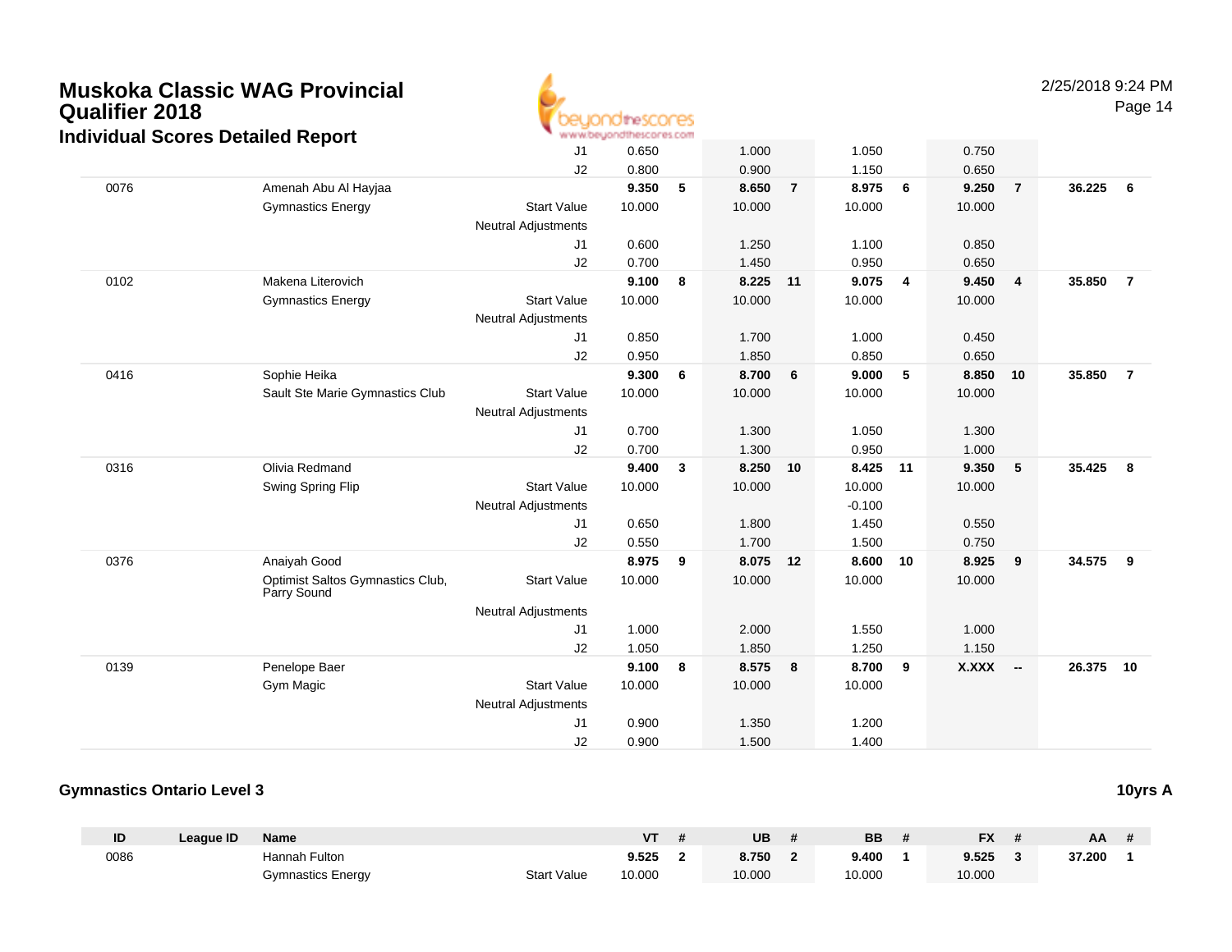# Muskoka Classic WAG Provincial Qualifier 2018

## Individual Scores Detailed Report

| ID | League ID | Name | | VT | # | UB | # | BB | # | FX | # | AA | # |
|---|---|---|---|---|---|---|---|---|---|---|---|---|---|
| | | | J1 | 0.650 | | 1.000 | | 1.050 | | 0.750 | | | |
| | | | J2 | 0.800 | | 0.900 | | 1.150 | | 0.650 | | | |
| 0076 | | Amenah Abu Al Hayjaa | | **9.350** | **5** | **8.650** | **7** | **8.975** | **6** | **9.250** | **7** | **36.225** | **6** |
| | | Gymnastics Energy | Start Value | 10.000 | | 10.000 | | 10.000 | | 10.000 | | | |
| | | | Neutral Adjustments | | | | | | | | | | |
| | | | J1 | 0.600 | | 1.250 | | 1.100 | | 0.850 | | | |
| | | | J2 | 0.700 | | 1.450 | | 0.950 | | 0.650 | | | |
| 0102 | | Makena Literovich | | **9.100** | **8** | **8.225** | **11** | **9.075** | **4** | **9.450** | **4** | **35.850** | **7** |
| | | Gymnastics Energy | Start Value | 10.000 | | 10.000 | | 10.000 | | 10.000 | | | |
| | | | Neutral Adjustments | | | | | | | | | | |
| | | | J1 | 0.850 | | 1.700 | | 1.000 | | 0.450 | | | |
| | | | J2 | 0.950 | | 1.850 | | 0.850 | | 0.650 | | | |
| 0416 | | Sophie Heika | | **9.300** | **6** | **8.700** | **6** | **9.000** | **5** | **8.850** | **10** | **35.850** | **7** |
| | | Sault Ste Marie Gymnastics Club | Start Value | 10.000 | | 10.000 | | 10.000 | | 10.000 | | | |
| | | | Neutral Adjustments | | | | | | | | | | |
| | | | J1 | 0.700 | | 1.300 | | 1.050 | | 1.300 | | | |
| | | | J2 | 0.700 | | 1.300 | | 0.950 | | 1.000 | | | |
| 0316 | | Olivia Redmand | | **9.400** | **3** | **8.250** | **10** | **8.425** | **11** | **9.350** | **5** | **35.425** | **8** |
| | | Swing Spring Flip | Start Value | 10.000 | | 10.000 | | 10.000 | | 10.000 | | | |
| | | | Neutral Adjustments | | | | | -0.100 | | | | | |
| | | | J1 | 0.650 | | 1.800 | | 1.450 | | 0.550 | | | |
| | | | J2 | 0.550 | | 1.700 | | 1.500 | | 0.750 | | | |
| 0376 | | Anaiyah Good | | **8.975** | **9** | **8.075** | **12** | **8.600** | **10** | **8.925** | **9** | **34.575** | **9** |
| | | Optimist Saltos Gymnastics Club, Parry Sound | Start Value | 10.000 | | 10.000 | | 10.000 | | 10.000 | | | |
| | | | Neutral Adjustments | | | | | | | | | | |
| | | | J1 | 1.000 | | 2.000 | | 1.550 | | 1.000 | | | |
| | | | J2 | 1.050 | | 1.850 | | 1.250 | | 1.150 | | | |
| 0139 | | Penelope Baer | | **9.100** | **8** | **8.575** | **8** | **8.700** | **9** | **X.XXX** | **--** | **26.375** | **10** |
| | | Gym Magic | Start Value | 10.000 | | 10.000 | | 10.000 | | | | | |
| | | | Neutral Adjustments | | | | | | | | | | |
| | | | J1 | 0.900 | | 1.350 | | 1.200 | | | | | |
| | | | J2 | 0.900 | | 1.500 | | 1.400 | | | | | |

### Gymnastics Ontario Level 3 — 10yrs A

| ID | League ID | Name | | VT | # | UB | # | BB | # | FX | # | AA | # |
|---|---|---|---|---|---|---|---|---|---|---|---|---|---|
| 0086 | | Hannah Fulton | | **9.525** | **2** | **8.750** | **2** | **9.400** | **1** | **9.525** | **3** | **37.200** | **1** |
| | | Gymnastics Energy | Start Value | 10.000 | | 10.000 | | 10.000 | | 10.000 | | | |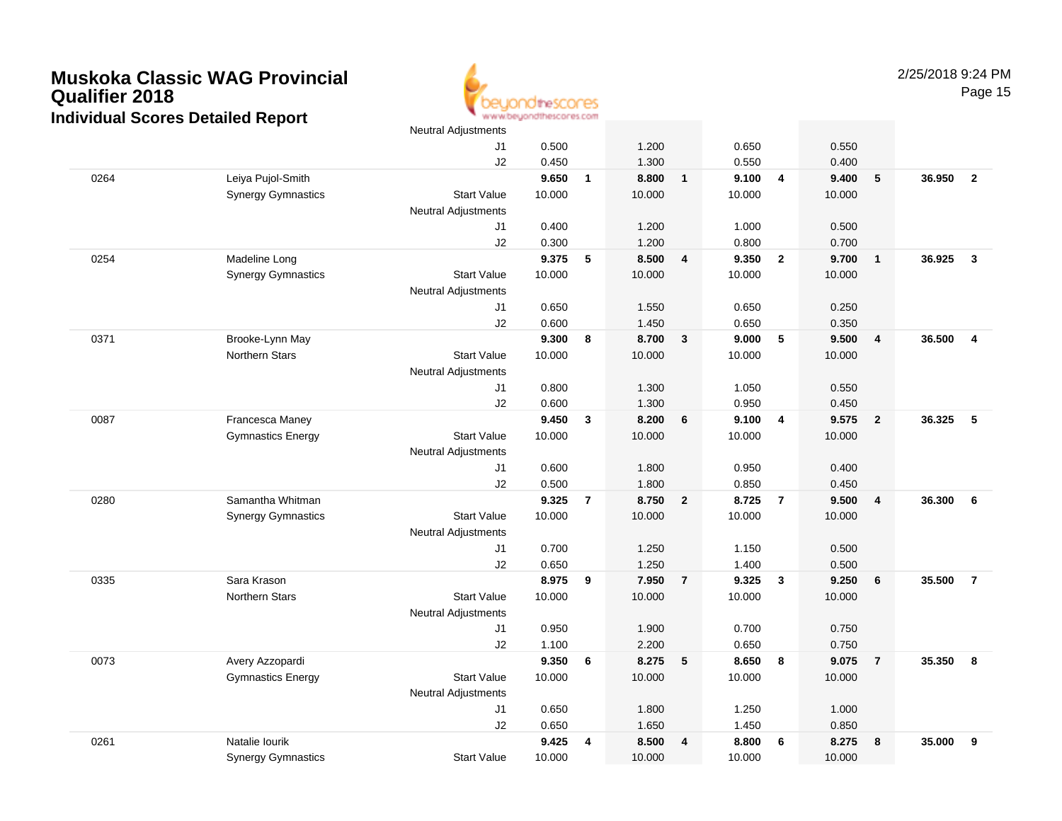# Muskoka Classic WAG Provincial Qualifier 2018

## Individual Scores Detailed Report

| # | Name | | Vault | Rank | Bars | Rank | Beam | Rank | Floor | Rank | AA | Rank |
|---|---|---|---|---|---|---|---|---|---|---|---|---|
| | | Neutral Adjustments | | | | | | | | | | |
| | | J1 | 0.500 | | 1.200 | | 0.650 | | 0.550 | | | |
| | | J2 | 0.450 | | 1.300 | | 0.550 | | 0.400 | | | |
| 0264 | Leiya Pujol-Smith | | 9.650 | 1 | 8.800 | 1 | 9.100 | 4 | 9.400 | 5 | 36.950 | 2 |
| | Synergy Gymnastics | Start Value | 10.000 | | 10.000 | | 10.000 | | 10.000 | | | |
| | | Neutral Adjustments | | | | | | | | | | |
| | | J1 | 0.400 | | 1.200 | | 1.000 | | 0.500 | | | |
| | | J2 | 0.300 | | 1.200 | | 0.800 | | 0.700 | | | |
| 0254 | Madeline Long | | 9.375 | 5 | 8.500 | 4 | 9.350 | 2 | 9.700 | 1 | 36.925 | 3 |
| | Synergy Gymnastics | Start Value | 10.000 | | 10.000 | | 10.000 | | 10.000 | | | |
| | | Neutral Adjustments | | | | | | | | | | |
| | | J1 | 0.650 | | 1.550 | | 0.650 | | 0.250 | | | |
| | | J2 | 0.600 | | 1.450 | | 0.650 | | 0.350 | | | |
| 0371 | Brooke-Lynn May | | 9.300 | 8 | 8.700 | 3 | 9.000 | 5 | 9.500 | 4 | 36.500 | 4 |
| | Northern Stars | Start Value | 10.000 | | 10.000 | | 10.000 | | 10.000 | | | |
| | | Neutral Adjustments | | | | | | | | | | |
| | | J1 | 0.800 | | 1.300 | | 1.050 | | 0.550 | | | |
| | | J2 | 0.600 | | 1.300 | | 0.950 | | 0.450 | | | |
| 0087 | Francesca Maney | | 9.450 | 3 | 8.200 | 6 | 9.100 | 4 | 9.575 | 2 | 36.325 | 5 |
| | Gymnastics Energy | Start Value | 10.000 | | 10.000 | | 10.000 | | 10.000 | | | |
| | | Neutral Adjustments | | | | | | | | | | |
| | | J1 | 0.600 | | 1.800 | | 0.950 | | 0.400 | | | |
| | | J2 | 0.500 | | 1.800 | | 0.850 | | 0.450 | | | |
| 0280 | Samantha Whitman | | 9.325 | 7 | 8.750 | 2 | 8.725 | 7 | 9.500 | 4 | 36.300 | 6 |
| | Synergy Gymnastics | Start Value | 10.000 | | 10.000 | | 10.000 | | 10.000 | | | |
| | | Neutral Adjustments | | | | | | | | | | |
| | | J1 | 0.700 | | 1.250 | | 1.150 | | 0.500 | | | |
| | | J2 | 0.650 | | 1.250 | | 1.400 | | 0.500 | | | |
| 0335 | Sara Krason | | 8.975 | 9 | 7.950 | 7 | 9.325 | 3 | 9.250 | 6 | 35.500 | 7 |
| | Northern Stars | Start Value | 10.000 | | 10.000 | | 10.000 | | 10.000 | | | |
| | | Neutral Adjustments | | | | | | | | | | |
| | | J1 | 0.950 | | 1.900 | | 0.700 | | 0.750 | | | |
| | | J2 | 1.100 | | 2.200 | | 0.650 | | 0.750 | | | |
| 0073 | Avery Azzopardi | | 9.350 | 6 | 8.275 | 5 | 8.650 | 8 | 9.075 | 7 | 35.350 | 8 |
| | Gymnastics Energy | Start Value | 10.000 | | 10.000 | | 10.000 | | 10.000 | | | |
| | | Neutral Adjustments | | | | | | | | | | |
| | | J1 | 0.650 | | 1.800 | | 1.250 | | 1.000 | | | |
| | | J2 | 0.650 | | 1.650 | | 1.450 | | 0.850 | | | |
| 0261 | Natalie Iourik | | 9.425 | 4 | 8.500 | 4 | 8.800 | 6 | 8.275 | 8 | 35.000 | 9 |
| | Synergy Gymnastics | Start Value | 10.000 | | 10.000 | | 10.000 | | 10.000 | | | |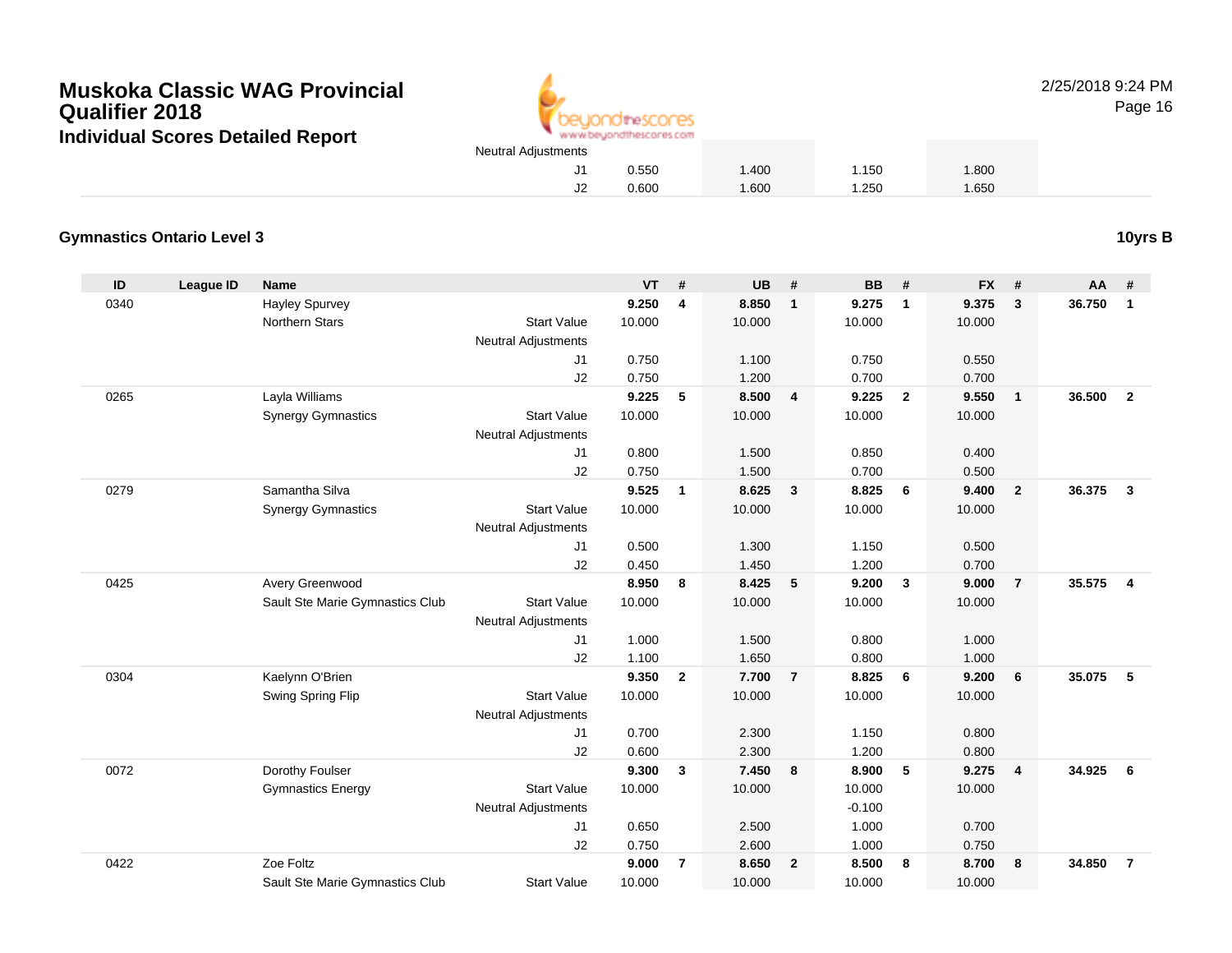# Muskoka Classic WAG Provincial Qualifier 2018

## Individual Scores Detailed Report

| | | | | VT | # | UB | # | BB | # | FX | # | AA | # |
|---|---|---|---|---|---|---|---|---|---|---|---|---|---|
| | | | Neutral Adjustments | | | | | | | | | | |
| | | | J1 | 0.550 | | 1.400 | | 1.150 | | 1.800 | | | |
| | | | J2 | 0.600 | | 1.600 | | 1.250 | | 1.650 | | | |

### Gymnastics Ontario Level 3

**10yrs B**

| ID | League ID | Name | | VT | # | UB | # | BB | # | FX | # | AA | # |
|---|---|---|---|---|---|---|---|---|---|---|---|---|---|
| 0340 | | Hayley Spurvey | | **9.250** | **4** | **8.850** | **1** | **9.275** | **1** | **9.375** | **3** | **36.750** | **1** |
| | | Northern Stars | Start Value | 10.000 | | 10.000 | | 10.000 | | 10.000 | | | |
| | | | Neutral Adjustments | | | | | | | | | | |
| | | | J1 | 0.750 | | 1.100 | | 0.750 | | 0.550 | | | |
| | | | J2 | 0.750 | | 1.200 | | 0.700 | | 0.700 | | | |
| 0265 | | Layla Williams | | **9.225** | **5** | **8.500** | **4** | **9.225** | **2** | **9.550** | **1** | **36.500** | **2** |
| | | Synergy Gymnastics | Start Value | 10.000 | | 10.000 | | 10.000 | | 10.000 | | | |
| | | | Neutral Adjustments | | | | | | | | | | |
| | | | J1 | 0.800 | | 1.500 | | 0.850 | | 0.400 | | | |
| | | | J2 | 0.750 | | 1.500 | | 0.700 | | 0.500 | | | |
| 0279 | | Samantha Silva | | **9.525** | **1** | **8.625** | **3** | **8.825** | **6** | **9.400** | **2** | **36.375** | **3** |
| | | Synergy Gymnastics | Start Value | 10.000 | | 10.000 | | 10.000 | | 10.000 | | | |
| | | | Neutral Adjustments | | | | | | | | | | |
| | | | J1 | 0.500 | | 1.300 | | 1.150 | | 0.500 | | | |
| | | | J2 | 0.450 | | 1.450 | | 1.200 | | 0.700 | | | |
| 0425 | | Avery Greenwood | | **8.950** | **8** | **8.425** | **5** | **9.200** | **3** | **9.000** | **7** | **35.575** | **4** |
| | | Sault Ste Marie Gymnastics Club | Start Value | 10.000 | | 10.000 | | 10.000 | | 10.000 | | | |
| | | | Neutral Adjustments | | | | | | | | | | |
| | | | J1 | 1.000 | | 1.500 | | 0.800 | | 1.000 | | | |
| | | | J2 | 1.100 | | 1.650 | | 0.800 | | 1.000 | | | |
| 0304 | | Kaelynn O'Brien | | **9.350** | **2** | **7.700** | **7** | **8.825** | **6** | **9.200** | **6** | **35.075** | **5** |
| | | Swing Spring Flip | Start Value | 10.000 | | 10.000 | | 10.000 | | 10.000 | | | |
| | | | Neutral Adjustments | | | | | | | | | | |
| | | | J1 | 0.700 | | 2.300 | | 1.150 | | 0.800 | | | |
| | | | J2 | 0.600 | | 2.300 | | 1.200 | | 0.800 | | | |
| 0072 | | Dorothy Foulser | | **9.300** | **3** | **7.450** | **8** | **8.900** | **5** | **9.275** | **4** | **34.925** | **6** |
| | | Gymnastics Energy | Start Value | 10.000 | | 10.000 | | 10.000 | | 10.000 | | | |
| | | | Neutral Adjustments | | | | | -0.100 | | | | | |
| | | | J1 | 0.650 | | 2.500 | | 1.000 | | 0.700 | | | |
| | | | J2 | 0.750 | | 2.600 | | 1.000 | | 0.750 | | | |
| 0422 | | Zoe Foltz | | **9.000** | **7** | **8.650** | **2** | **8.500** | **8** | **8.700** | **8** | **34.850** | **7** |
| | | Sault Ste Marie Gymnastics Club | Start Value | 10.000 | | 10.000 | | 10.000 | | 10.000 | | | |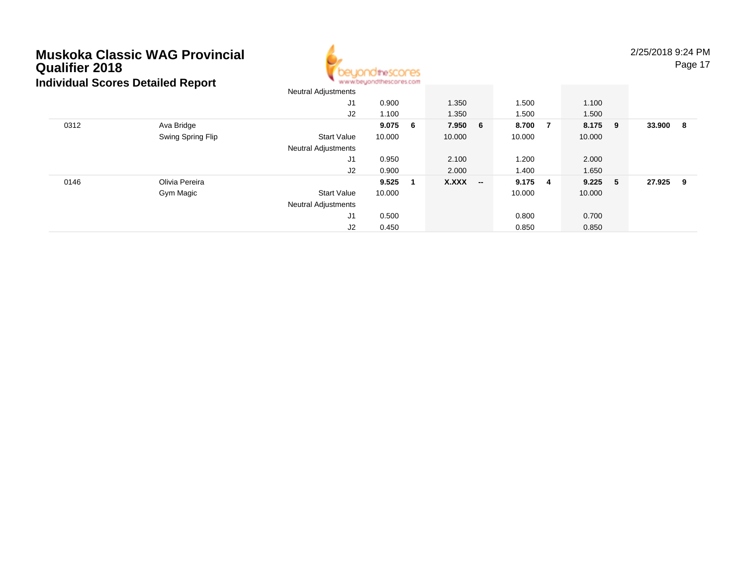# Muskoka Classic WAG Provincial Qualifier 2018

## Individual Scores Detailed Report

| | | | | | | | | | | | | |
|---|---|---|---|---|---|---|---|---|---|---|---|---|
| | | Neutral Adjustments | | | | | | | | | | |
| | | J1 | 0.900 | | 1.350 | | 1.500 | | 1.100 | | | |
| | | J2 | 1.100 | | 1.350 | | 1.500 | | 1.500 | | | |
| 0312 | Ava Bridge | | **9.075** | **6** | **7.950** | **6** | **8.700** | **7** | **8.175** | **9** | **33.900** | **8** |
| | Swing Spring Flip | Start Value | 10.000 | | 10.000 | | 10.000 | | 10.000 | | | |
| | | Neutral Adjustments | | | | | | | | | | |
| | | J1 | 0.950 | | 2.100 | | 1.200 | | 2.000 | | | |
| | | J2 | 0.900 | | 2.000 | | 1.400 | | 1.650 | | | |
| 0146 | Olivia Pereira | | **9.525** | **1** | **X.XXX** | **--** | **9.175** | **4** | **9.225** | **5** | **27.925** | **9** |
| | Gym Magic | Start Value | 10.000 | | | | 10.000 | | 10.000 | | | |
| | | Neutral Adjustments | | | | | | | | | | |
| | | J1 | 0.500 | | | | 0.800 | | 0.700 | | | |
| | | J2 | 0.450 | | | | 0.850 | | 0.850 | | | |